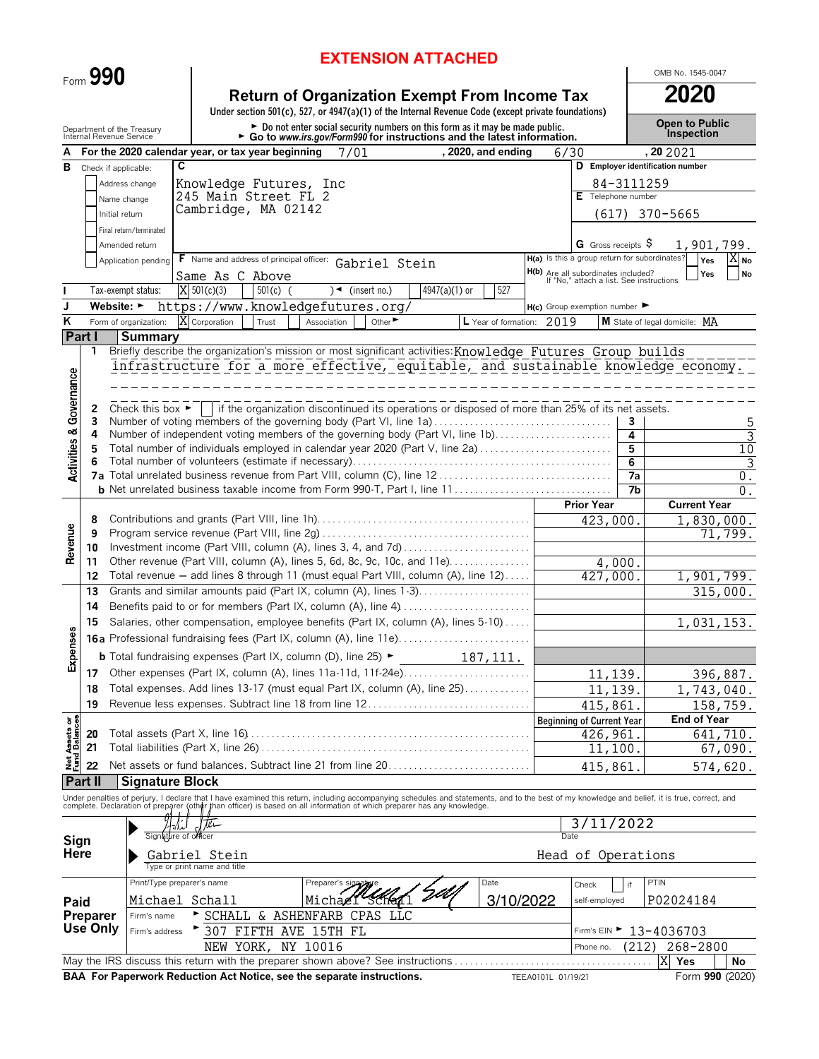**EXTENSION ATTACHED**

Form **990**

Department of the Treasury
Internal Revenue Service

# Return of Organization Exempt From Income Tax

Under section 501(c), 527, or 4947(a)(1) of the Internal Revenue Code (except private foundations)

► Do not enter social security numbers on this form as it may be made public.
► Go to *www.irs.gov/Form990* for instructions and the latest information.

OMB No. 1545-0047

**2020**

**Open to Public Inspection**

**A** For the 2020 calendar year, or tax year beginning 7/01, 2020, and ending 6/30, 20 2021

**B** Check if applicable:
- Address change
- Name change
- Initial return
- Final return/terminated
- Amended return
- Application pending

**C** Knowledge Futures, Inc
245 Main Street FL 2
Cambridge, MA 02142

**D** Employer identification number: 84-3111259

**E** Telephone number: (617) 370-5665

**G** Gross receipts $ 1,901,799.

**F** Name and address of principal officer: Gabriel Stein
Same As C Above

**H(a)** Is this a group return for subordinates? Yes [ ] No [X]

**H(b)** Are all subordinates included? Yes [ ] No [ ]
If "No," attach a list. See instructions

**I** Tax-exempt status: [X] 501(c)(3) [ ] 501(c) ( ) ◄ (insert no.) [ ] 4947(a)(1) or [ ] 527

**J** Website: ► https://www.knowledgefutures.org/

**H(c)** Group exemption number ►

**K** Form of organization: [X] Corporation [ ] Trust [ ] Association [ ] Other ►

**L** Year of formation: 2019

**M** State of legal domicile: MA

## Part I Summary

**Activities & Governance**

1 Briefly describe the organization's mission or most significant activities: Knowledge Futures Group builds infrastructure for a more effective, equitable, and sustainable knowledge economy.

2 Check this box ► [ ] if the organization discontinued its operations or disposed of more than 25% of its net assets.

| | | | |
|---|---|---|---|
| 3 | Number of voting members of the governing body (Part VI, line 1a) | 3 | 5 |
| 4 | Number of independent voting members of the governing body (Part VI, line 1b) | 4 | 3 |
| 5 | Total number of individuals employed in calendar year 2020 (Part V, line 2a) | 5 | 10 |
| 6 | Total number of volunteers (estimate if necessary) | 6 | 3 |
| 7a | Total unrelated business revenue from Part VIII, column (C), line 12 | 7a | 0. |
| b | Net unrelated business taxable income from Form 990-T, Part I, line 11 | 7b | 0. |

| | | | Prior Year | Current Year |
|---|---|---|---|---|
| **Revenue** | 8 | Contributions and grants (Part VIII, line 1h) | 423,000. | 1,830,000. |
| | 9 | Program service revenue (Part VIII, line 2g) | | 71,799. |
| | 10 | Investment income (Part VIII, column (A), lines 3, 4, and 7d) | | |
| | 11 | Other revenue (Part VIII, column (A), lines 5, 6d, 8c, 9c, 10c, and 11e) | 4,000. | |
| | 12 | Total revenue – add lines 8 through 11 (must equal Part VIII, column (A), line 12) | 427,000. | 1,901,799. |
| **Expenses** | 13 | Grants and similar amounts paid (Part IX, column (A), lines 1-3) | | 315,000. |
| | 14 | Benefits paid to or for members (Part IX, column (A), line 4) | | |
| | 15 | Salaries, other compensation, employee benefits (Part IX, column (A), lines 5-10) | | 1,031,153. |
| | 16a | Professional fundraising fees (Part IX, column (A), line 11e) | | |
| | b | Total fundraising expenses (Part IX, column (D), line 25) ► 187,111. | | |
| | 17 | Other expenses (Part IX, column (A), lines 11a-11d, 11f-24e) | 11,139. | 396,887. |
| | 18 | Total expenses. Add lines 13-17 (must equal Part IX, column (A), line 25) | 11,139. | 1,743,040. |
| | 19 | Revenue less expenses. Subtract line 18 from line 12 | 415,861. | 158,759. |
| | | | **Beginning of Current Year** | **End of Year** |
| **Net Assets or Fund Balances** | 20 | Total assets (Part X, line 16) | 426,961. | 641,710. |
| | 21 | Total liabilities (Part X, line 26) | 11,100. | 67,090. |
| | 22 | Net assets or fund balances. Subtract line 21 from line 20 | 415,861. | 574,620. |

## Part II Signature Block

Under penalties of perjury, I declare that I have examined this return, including accompanying schedules and statements, and to the best of my knowledge and belief, it is true, correct, and complete. Declaration of preparer (other than officer) is based on all information of which preparer has any knowledge.

**Sign Here**

Signature of officer: [signature] Date: 3/11/2022

Gabriel Stein — Head of Operations
Type or print name and title

**Paid Preparer Use Only**

| Print/Type preparer's name | Preparer's signature | Date | Check if self-employed | PTIN |
|---|---|---|---|---|
| Michael Schall | Michael Schall | 3/10/2022 | [ ] | P02024184 |

Firm's name ► SCHALL & ASHENFARB CPAS LLC — Firm's EIN ► 13-4036703

Firm's address ► 307 FIFTH AVE 15TH FL, NEW YORK, NY 10016 — Phone no. (212) 268-2800

May the IRS discuss this return with the preparer shown above? See instructions [X] Yes [ ] No

**BAA For Paperwork Reduction Act Notice, see the separate instructions.** TEEA0101L 01/19/21 Form **990** (2020)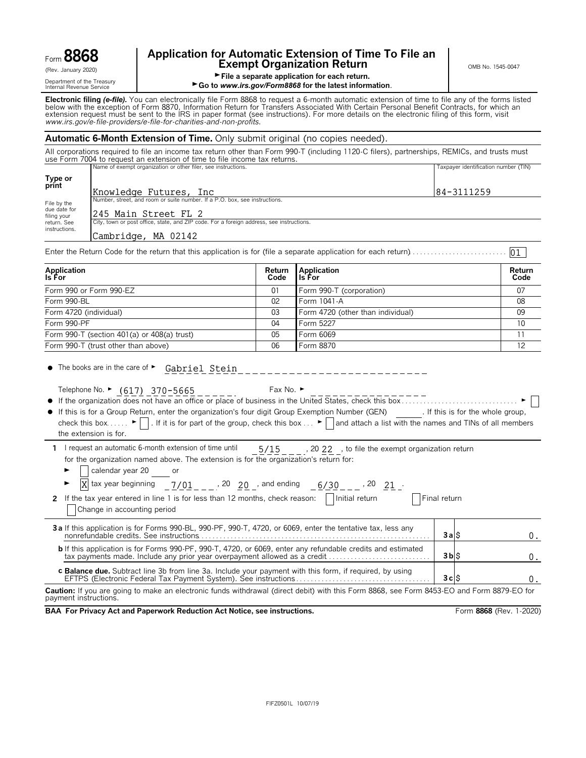Form **8868**
(Rev. January 2020)
Department of the Treasury
Internal Revenue Service

# Application for Automatic Extension of Time To File an Exempt Organization Return

► **File a separate application for each return.**
► **Go to *www.irs.gov/Form8868* for the latest information**.

OMB No. 1545-0047

**Electronic filing *(e-file).*** You can electronically file Form 8868 to request a 6-month automatic extension of time to file any of the forms listed below with the exception of Form 8870, Information Return for Transfers Associated With Certain Personal Benefit Contracts, for which an extension request must be sent to the IRS in paper format (see instructions). For more details on the electronic filing of this form, visit *www.irs.gov/e-file-providers/e-file-for-charities-and-non-profits.*

## Automatic 6-Month Extension of Time. Only submit original (no copies needed).

All corporations required to file an income tax return other than Form 990-T (including 1120-C filers), partnerships, REMICs, and trusts must use Form 7004 to request an extension of time to file income tax returns.

| | | |
|---|---|---|
| **Type or print** | Name of exempt organization or other filer, see instructions.<br>Knowledge Futures, Inc | Taxpayer identification number (TIN)<br>84-3111259 |
| File by the due date for filing your return. See instructions. | Number, street, and room or suite number. If a P.O. box, see instructions.<br>245 Main Street FL 2 | |
| | City, town or post office, state, and ZIP code. For a foreign address, see instructions.<br>Cambridge, MA 02142 | |

Enter the Return Code for the return that this application is for (file a separate application for each return) .......... 01

| Application Is For | Return Code | Application Is For | Return Code |
|---|---|---|---|
| Form 990 or Form 990-EZ | 01 | Form 990-T (corporation) | 07 |
| Form 990-BL | 02 | Form 1041-A | 08 |
| Form 4720 (individual) | 03 | Form 4720 (other than individual) | 09 |
| Form 990-PF | 04 | Form 5227 | 10 |
| Form 990-T (section 401(a) or 408(a) trust) | 05 | Form 6069 | 11 |
| Form 990-T (trust other than above) | 06 | Form 8870 | 12 |

- The books are in the care of ► Gabriel Stein

  Telephone No. ► (617) 370-5665 Fax No. ►
- If the organization does not have an office or place of business in the United States, check this box .......... ► ☐
- If this is for a Group Return, enter the organization's four digit Group Exemption Number (GEN) ______ . If this is for the whole group, check this box ...... ► ☐ . If it is for part of the group, check this box ... ► ☐ and attach a list with the names and TINs of all members the extension is for.

**1** I request an automatic 6-month extension of time until 5/15 , 20 22 , to file the exempt organization return for the organization named above. The extension is for the organization's return for:

► ☐ calendar year 20 ____ or

► ☒ tax year beginning 7/01 , 20 20 , and ending 6/30 , 20 21 .

**2** If the tax year entered in line 1 is for less than 12 months, check reason: ☐ Initial return ☐ Final return ☐ Change in accounting period

| | | |
|---|---|---|
| **3a** If this application is for Forms 990-BL, 990-PF, 990-T, 4720, or 6069, enter the tentative tax, less any nonrefundable credits. See instructions | **3a** | $ 0. |
| **b** If this application is for Forms 990-PF, 990-T, 4720, or 6069, enter any refundable credits and estimated tax payments made. Include any prior year overpayment allowed as a credit | **3b** | $ 0. |
| **c Balance due.** Subtract line 3b from line 3a. Include your payment with this form, if required, by using EFTPS (Electronic Federal Tax Payment System). See instructions | **3c** | $ 0. |

**Caution:** If you are going to make an electronic funds withdrawal (direct debit) with this Form 8868, see Form 8453-EO and Form 8879-EO for payment instructions.

**BAA For Privacy Act and Paperwork Reduction Act Notice, see instructions.** Form **8868** (Rev. 1-2020)

FIFZ0501L 10/07/19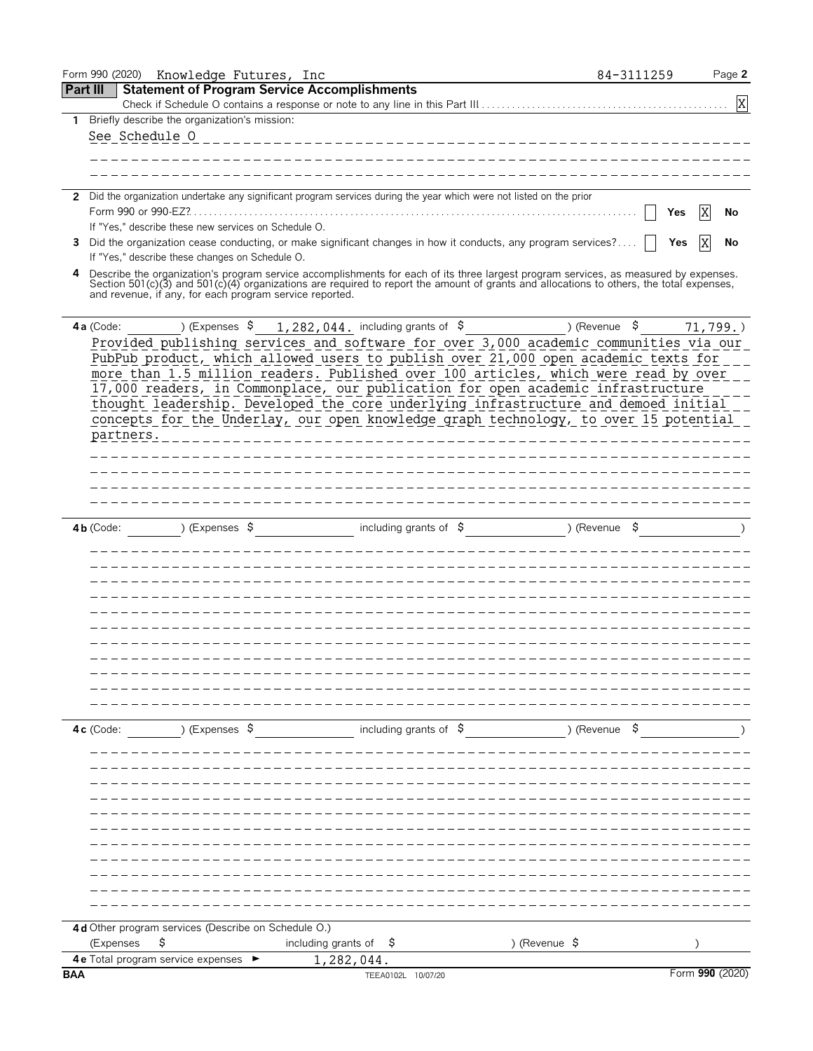Form 990 (2020) Knowledge Futures, Inc 84-3111259 Page **2**

## Part III Statement of Program Service Accomplishments

Check if Schedule O contains a response or note to any line in this Part III . . . . . . . . . . [X]

**1** Briefly describe the organization's mission:

See Schedule O

**2** Did the organization undertake any significant program services during the year which were not listed on the prior Form 990 or 990-EZ? . . . . . . . . . . [ ] Yes [X] No

If "Yes," describe these new services on Schedule O.

**3** Did the organization cease conducting, or make significant changes in how it conducts, any program services? . . . . [ ] Yes [X] No

If "Yes," describe these changes on Schedule O.

**4** Describe the organization's program service accomplishments for each of its three largest program services, as measured by expenses. Section 501(c)(3) and 501(c)(4) organizations are required to report the amount of grants and allocations to others, the total expenses, and revenue, if any, for each program service reported.

**4a** (Code: ) (Expenses $ 1,282,044. including grants of $ ) (Revenue $ 71,799.)

Provided publishing services and software for over 3,000 academic communities via our PubPub product, which allowed users to publish over 21,000 open academic texts for more than 1.5 million readers. Published over 100 articles, which were read by over 17,000 readers, in Commonplace, our publication for open academic infrastructure thought leadership. Developed the core underlying infrastructure and demoed initial concepts for the Underlay, our open knowledge graph technology, to over 15 potential partners.

**4b** (Code: ) (Expenses $ including grants of $ ) (Revenue $ )

**4c** (Code: ) (Expenses $ including grants of $ ) (Revenue $ )

**4d** Other program services (Describe on Schedule O.)

(Expenses $ including grants of $ ) (Revenue $ )

**4e** Total program service expenses ► 1,282,044.

BAA TEEA0102L 10/07/20 Form **990** (2020)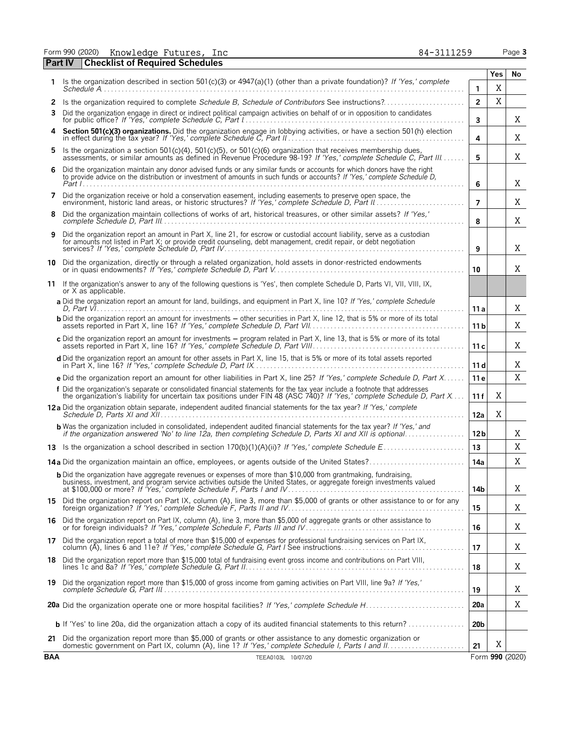Form 990 (2020) Knowledge Futures, Inc 84-3111259 Page **3**

## Part IV Checklist of Required Schedules

| | | | Yes | No |
|---|---|---|---|---|
| **1** | Is the organization described in section 501(c)(3) or 4947(a)(1) (other than a private foundation)? *If 'Yes,' complete Schedule A* | **1** | X | |
| **2** | Is the organization required to complete *Schedule B, Schedule of Contributors* See instructions? | **2** | X | |
| **3** | Did the organization engage in direct or indirect political campaign activities on behalf of or in opposition to candidates for public office? *If 'Yes,' complete Schedule C, Part I* | **3** | | X |
| **4** | **Section 501(c)(3) organizations.** Did the organization engage in lobbying activities, or have a section 501(h) election in effect during the tax year? *If 'Yes,' complete Schedule C, Part II* | **4** | | X |
| **5** | Is the organization a section 501(c)(4), 501(c)(5), or 501(c)(6) organization that receives membership dues, assessments, or similar amounts as defined in Revenue Procedure 98-19? *If 'Yes,' complete Schedule C, Part III* | **5** | | X |
| **6** | Did the organization maintain any donor advised funds or any similar funds or accounts for which donors have the right to provide advice on the distribution or investment of amounts in such funds or accounts? *If 'Yes,' complete Schedule D, Part I* | **6** | | X |
| **7** | Did the organization receive or hold a conservation easement, including easements to preserve open space, the environment, historic land areas, or historic structures? *If 'Yes,' complete Schedule D, Part II* | **7** | | X |
| **8** | Did the organization maintain collections of works of art, historical treasures, or other similar assets? *If 'Yes,' complete Schedule D, Part III* | **8** | | X |
| **9** | Did the organization report an amount in Part X, line 21, for escrow or custodial account liability, serve as a custodian for amounts not listed in Part X; or provide credit counseling, debt management, credit repair, or debt negotiation services? *If 'Yes,' complete Schedule D, Part IV* | **9** | | X |
| **10** | Did the organization, directly or through a related organization, hold assets in donor-restricted endowments or in quasi endowments? *If 'Yes,' complete Schedule D, Part V* | **10** | | X |
| **11** | If the organization's answer to any of the following questions is 'Yes', then complete Schedule D, Parts VI, VII, VIII, IX, or X as applicable. | | | |
| | **a** Did the organization report an amount for land, buildings, and equipment in Part X, line 10? *If 'Yes,' complete Schedule D, Part VI* | **11a** | | X |
| | **b** Did the organization report an amount for investments – other securities in Part X, line 12, that is 5% or more of its total assets reported in Part X, line 16? *If 'Yes,' complete Schedule D, Part VII* | **11b** | | X |
| | **c** Did the organization report an amount for investments – program related in Part X, line 13, that is 5% or more of its total assets reported in Part X, line 16? *If 'Yes,' complete Schedule D, Part VIII* | **11c** | | X |
| | **d** Did the organization report an amount for other assets in Part X, line 15, that is 5% or more of its total assets reported in Part X, line 16? *If 'Yes,' complete Schedule D, Part IX* | **11d** | | X |
| | **e** Did the organization report an amount for other liabilities in Part X, line 25? *If 'Yes,' complete Schedule D, Part X* | **11e** | | X |
| | **f** Did the organization's separate or consolidated financial statements for the tax year include a footnote that addresses the organization's liability for uncertain tax positions under FIN 48 (ASC 740)? *If 'Yes,' complete Schedule D, Part X* | **11f** | X | |
| **12a** | Did the organization obtain separate, independent audited financial statements for the tax year? *If 'Yes,' complete Schedule D, Parts XI and XII* | **12a** | X | |
| | **b** Was the organization included in consolidated, independent audited financial statements for the tax year? *If 'Yes,' and if the organization answered 'No' to line 12a, then completing Schedule D, Parts XI and XII is optional* | **12b** | | X |
| **13** | Is the organization a school described in section 170(b)(1)(A)(ii)? *If 'Yes,' complete Schedule E* | **13** | | X |
| **14a** | Did the organization maintain an office, employees, or agents outside of the United States? | **14a** | | X |
| | **b** Did the organization have aggregate revenues or expenses of more than $10,000 from grantmaking, fundraising, business, investment, and program service activities outside the United States, or aggregate foreign investments valued at $100,000 or more? *If 'Yes,' complete Schedule F, Parts I and IV* | **14b** | | X |
| **15** | Did the organization report on Part IX, column (A), line 3, more than $5,000 of grants or other assistance to or for any foreign organization? *If 'Yes,' complete Schedule F, Parts II and IV* | **15** | | X |
| **16** | Did the organization report on Part IX, column (A), line 3, more than $5,000 of aggregate grants or other assistance to or for foreign individuals? *If 'Yes,' complete Schedule F, Parts III and IV* | **16** | | X |
| **17** | Did the organization report a total of more than $15,000 of expenses for professional fundraising services on Part IX, column (A), lines 6 and 11e? *If 'Yes,' complete Schedule G, Part I* See instructions | **17** | | X |
| **18** | Did the organization report more than $15,000 total of fundraising event gross income and contributions on Part VIII, lines 1c and 8a? *If 'Yes,' complete Schedule G, Part II* | **18** | | X |
| **19** | Did the organization report more than $15,000 of gross income from gaming activities on Part VIII, line 9a? *If 'Yes,' complete Schedule G, Part III* | **19** | | X |
| **20a** | Did the organization operate one or more hospital facilities? *If 'Yes,' complete Schedule H* | **20a** | | X |
| | **b** If 'Yes' to line 20a, did the organization attach a copy of its audited financial statements to this return? | **20b** | | |
| **21** | Did the organization report more than $5,000 of grants or other assistance to any domestic organization or domestic government on Part IX, column (A), line 1? *If 'Yes,' complete Schedule I, Parts I and II* | **21** | X | |

**BAA** TEEA0103L 10/07/20 Form **990** (2020)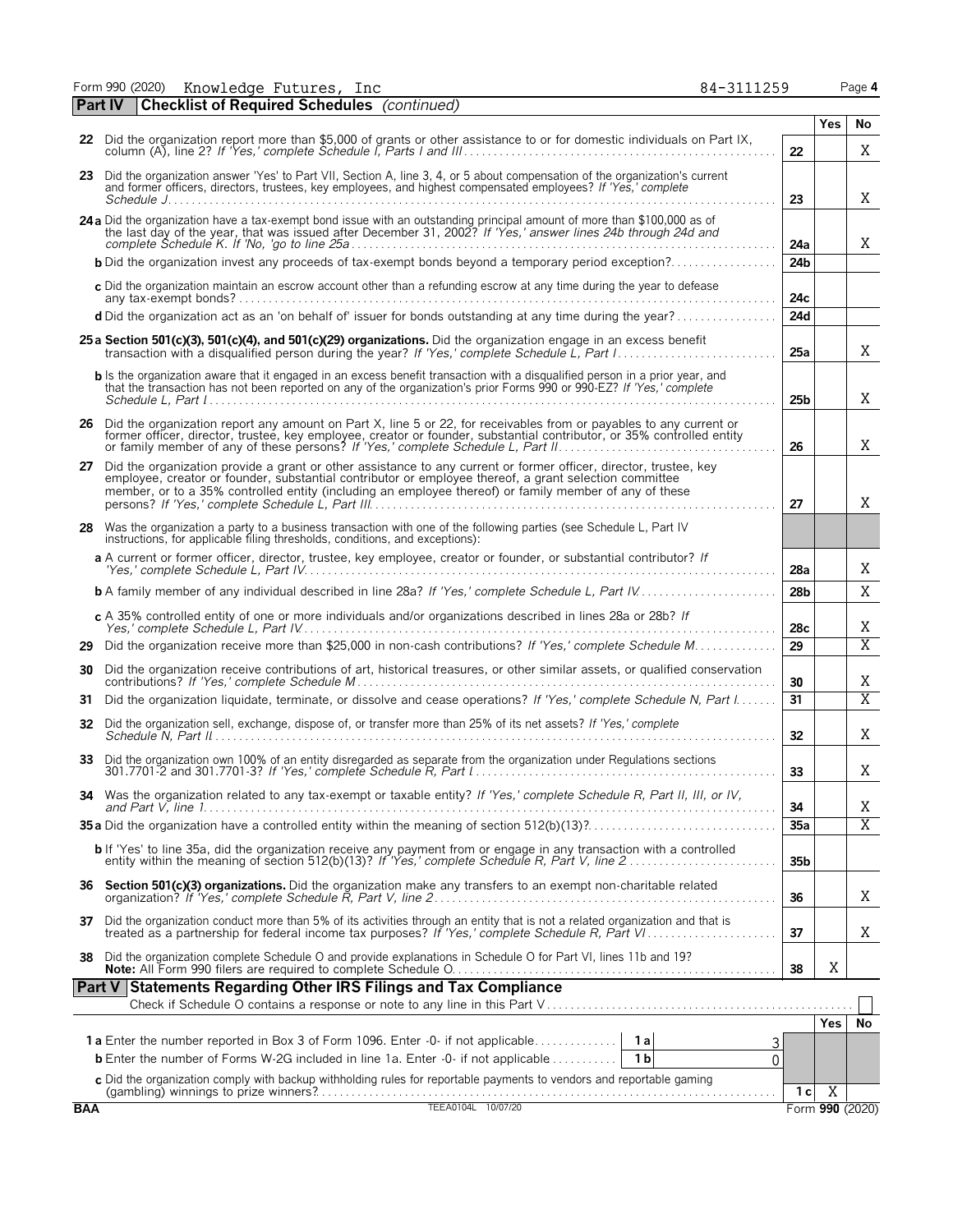Form 990 (2020) Knowledge Futures, Inc 84-3111259 Page **4**

**Part IV Checklist of Required Schedules** *(continued)*

| | | | Yes | No |
|---|---|---|---|---|
| **22** | Did the organization report more than $5,000 of grants or other assistance to or for domestic individuals on Part IX, column (A), line 2? *If 'Yes,' complete Schedule I, Parts I and III* | **22** | | X |
| **23** | Did the organization answer 'Yes' to Part VII, Section A, line 3, 4, or 5 about compensation of the organization's current and former officers, directors, trustees, key employees, and highest compensated employees? *If 'Yes,' complete Schedule J* | **23** | | X |
| **24a** | Did the organization have a tax-exempt bond issue with an outstanding principal amount of more than $100,000 as of the last day of the year, that was issued after December 31, 2002? *If 'Yes,' answer lines 24b through 24d and complete Schedule K. If 'No,' go to line 25a* | **24a** | | X |
| **b** | Did the organization invest any proceeds of tax-exempt bonds beyond a temporary period exception? | **24b** | | |
| **c** | Did the organization maintain an escrow account other than a refunding escrow at any time during the year to defease any tax-exempt bonds? | **24c** | | |
| **d** | Did the organization act as an 'on behalf of' issuer for bonds outstanding at any time during the year? | **24d** | | |
| **25a** | **Section 501(c)(3), 501(c)(4), and 501(c)(29) organizations.** Did the organization engage in an excess benefit transaction with a disqualified person during the year? *If 'Yes,' complete Schedule L, Part I* | **25a** | | X |
| **b** | Is the organization aware that it engaged in an excess benefit transaction with a disqualified person in a prior year, and that the transaction has not been reported on any of the organization's prior Forms 990 or 990-EZ? *If 'Yes,' complete Schedule L, Part I* | **25b** | | X |
| **26** | Did the organization report any amount on Part X, line 5 or 22, for receivables from or payables to any current or former officer, director, trustee, key employee, creator or founder, substantial contributor, or 35% controlled entity or family member of any of these persons? *If 'Yes,' complete Schedule L, Part II* | **26** | | X |
| **27** | Did the organization provide a grant or other assistance to any current or former officer, director, trustee, key employee, creator or founder, substantial contributor or employee thereof, a grant selection committee member, or to a 35% controlled entity (including an employee thereof) or family member of any of these persons? *If 'Yes,' complete Schedule L, Part III* | **27** | | X |
| **28** | Was the organization a party to a business transaction with one of the following parties (see Schedule L, Part IV instructions, for applicable filing thresholds, conditions, and exceptions): | | | |
| **a** | A current or former officer, director, trustee, key employee, creator or founder, or substantial contributor? *If 'Yes,' complete Schedule L, Part IV* | **28a** | | X |
| **b** | A family member of any individual described in line 28a? *If 'Yes,' complete Schedule L, Part IV* | **28b** | | X |
| **c** | A 35% controlled entity of one or more individuals and/or organizations described in lines 28a or 28b? *If Yes,' complete Schedule L, Part IV* | **28c** | | X |
| **29** | Did the organization receive more than $25,000 in non-cash contributions? *If 'Yes,' complete Schedule M* | **29** | | X |
| **30** | Did the organization receive contributions of art, historical treasures, or other similar assets, or qualified conservation contributions? *If 'Yes,' complete Schedule M* | **30** | | X |
| **31** | Did the organization liquidate, terminate, or dissolve and cease operations? *If 'Yes,' complete Schedule N, Part I* | **31** | | X |
| **32** | Did the organization sell, exchange, dispose of, or transfer more than 25% of its net assets? *If 'Yes,' complete Schedule N, Part II* | **32** | | X |
| **33** | Did the organization own 100% of an entity disregarded as separate from the organization under Regulations sections 301.7701-2 and 301.7701-3? *If 'Yes,' complete Schedule R, Part I* | **33** | | X |
| **34** | Was the organization related to any tax-exempt or taxable entity? *If 'Yes,' complete Schedule R, Part II, III, or IV, and Part V, line 1* | **34** | | X |
| **35a** | Did the organization have a controlled entity within the meaning of section 512(b)(13)? | **35a** | | X |
| **b** | If 'Yes' to line 35a, did the organization receive any payment from or engage in any transaction with a controlled entity within the meaning of section 512(b)(13)? *If 'Yes,' complete Schedule R, Part V, line 2* | **35b** | | |
| **36** | **Section 501(c)(3) organizations.** Did the organization make any transfers to an exempt non-charitable related organization? *If 'Yes,' complete Schedule R, Part V, line 2* | **36** | | X |
| **37** | Did the organization conduct more than 5% of its activities through an entity that is not a related organization and that is treated as a partnership for federal income tax purposes? *If 'Yes,' complete Schedule R, Part VI* | **37** | | X |
| **38** | Did the organization complete Schedule O and provide explanations in Schedule O for Part VI, lines 11b and 19? **Note:** All Form 990 filers are required to complete Schedule O. | **38** | X | |

**Part V Statements Regarding Other IRS Filings and Tax Compliance**

Check if Schedule O contains a response or note to any line in this Part V ☐

| | | | | | Yes | No |
|---|---|---|---|---|---|---|
| **1a** | Enter the number reported in Box 3 of Form 1096. Enter -0- if not applicable | **1a** | 3 | | | |
| **b** | Enter the number of Forms W-2G included in line 1a. Enter -0- if not applicable | **1b** | 0 | | | |
| **c** | Did the organization comply with backup withholding rules for reportable payments to vendors and reportable gaming (gambling) winnings to prize winners? | | | **1c** | X | |

BAA TEEA0104L 10/07/20 Form **990** (2020)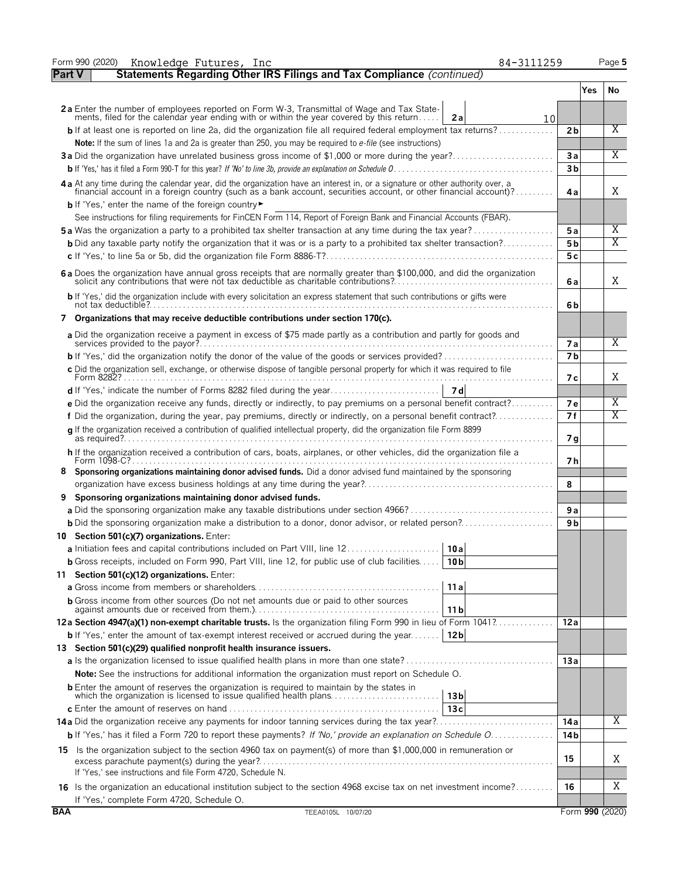Form 990 (2020) Knowledge Futures, Inc 84-3111259 Page 5

**Part V Statements Regarding Other IRS Filings and Tax Compliance** *(continued)*

| | | | Yes | No |
|---|---|---|---|---|
| **2a** Enter the number of employees reported on Form W-3, Transmittal of Wage and Tax Statements, filed for the calendar year ending with or within the year covered by this return | **2a** 10 | | | |
| **b** If at least one is reported on line 2a, did the organization file all required federal employment tax returns? | | **2b** | | X |
| **Note:** If the sum of lines 1a and 2a is greater than 250, you may be required to *e-file* (see instructions) | | | | |
| **3a** Did the organization have unrelated business gross income of $1,000 or more during the year? | | **3a** | | X |
| **b** If 'Yes,' has it filed a Form 990-T for this year? *If 'No' to line 3b, provide an explanation on Schedule O* | | **3b** | | |
| **4a** At any time during the calendar year, did the organization have an interest in, or a signature or other authority over, a financial account in a foreign country (such as a bank account, securities account, or other financial account)? | | **4a** | | X |
| **b** If 'Yes,' enter the name of the foreign country ► | | | | |
| See instructions for filing requirements for FinCEN Form 114, Report of Foreign Bank and Financial Accounts (FBAR). | | | | |
| **5a** Was the organization a party to a prohibited tax shelter transaction at any time during the tax year? | | **5a** | | X |
| **b** Did any taxable party notify the organization that it was or is a party to a prohibited tax shelter transaction? | | **5b** | | X |
| **c** If 'Yes,' to line 5a or 5b, did the organization file Form 8886-T? | | **5c** | | |
| **6a** Does the organization have annual gross receipts that are normally greater than $100,000, and did the organization solicit any contributions that were not tax deductible as charitable contributions? | | **6a** | | X |
| **b** If 'Yes,' did the organization include with every solicitation an express statement that such contributions or gifts were not tax deductible? | | **6b** | | |
| **7 Organizations that may receive deductible contributions under section 170(c).** | | | | |
| **a** Did the organization receive a payment in excess of $75 made partly as a contribution and partly for goods and services provided to the payor? | | **7a** | | X |
| **b** If 'Yes,' did the organization notify the donor of the value of the goods or services provided? | | **7b** | | |
| **c** Did the organization sell, exchange, or otherwise dispose of tangible personal property for which it was required to file Form 8282? | | **7c** | | X |
| **d** If 'Yes,' indicate the number of Forms 8282 filed during the year | **7d** | | | |
| **e** Did the organization receive any funds, directly or indirectly, to pay premiums on a personal benefit contract? | | **7e** | | X |
| **f** Did the organization, during the year, pay premiums, directly or indirectly, on a personal benefit contract? | | **7f** | | X |
| **g** If the organization received a contribution of qualified intellectual property, did the organization file Form 8899 as required? | | **7g** | | |
| **h** If the organization received a contribution of cars, boats, airplanes, or other vehicles, did the organization file a Form 1098-C? | | **7h** | | |
| **8 Sponsoring organizations maintaining donor advised funds.** Did a donor advised fund maintained by the sponsoring organization have excess business holdings at any time during the year? | | **8** | | |
| **9 Sponsoring organizations maintaining donor advised funds.** | | | | |
| **a** Did the sponsoring organization make any taxable distributions under section 4966? | | **9a** | | |
| **b** Did the sponsoring organization make a distribution to a donor, donor advisor, or related person? | | **9b** | | |
| **10 Section 501(c)(7) organizations.** Enter: | | | | |
| **a** Initiation fees and capital contributions included on Part VIII, line 12 | **10a** | | | |
| **b** Gross receipts, included on Form 990, Part VIII, line 12, for public use of club facilities | **10b** | | | |
| **11 Section 501(c)(12) organizations.** Enter: | | | | |
| **a** Gross income from members or shareholders | **11a** | | | |
| **b** Gross income from other sources (Do not net amounts due or paid to other sources against amounts due or received from them.) | **11b** | | | |
| **12a Section 4947(a)(1) non-exempt charitable trusts.** Is the organization filing Form 990 in lieu of Form 1041? | | **12a** | | |
| **b** If 'Yes,' enter the amount of tax-exempt interest received or accrued during the year | **12b** | | | |
| **13 Section 501(c)(29) qualified nonprofit health insurance issuers.** | | | | |
| **a** Is the organization licensed to issue qualified health plans in more than one state? | | **13a** | | |
| **Note:** See the instructions for additional information the organization must report on Schedule O. | | | | |
| **b** Enter the amount of reserves the organization is required to maintain by the states in which the organization is licensed to issue qualified health plans | **13b** | | | |
| **c** Enter the amount of reserves on hand | **13c** | | | |
| **14a** Did the organization receive any payments for indoor tanning services during the tax year? | | **14a** | | X |
| **b** If 'Yes,' has it filed a Form 720 to report these payments? *If 'No,' provide an explanation on Schedule O* | | **14b** | | |
| **15** Is the organization subject to the section 4960 tax on payment(s) of more than $1,000,000 in remuneration or excess parachute payment(s) during the year? If 'Yes,' see instructions and file Form 4720, Schedule N. | | **15** | | X |
| **16** Is the organization an educational institution subject to the section 4968 excise tax on net investment income? If 'Yes,' complete Form 4720, Schedule O. | | **16** | | X |

BAA TEEA0105L 10/07/20 Form **990** (2020)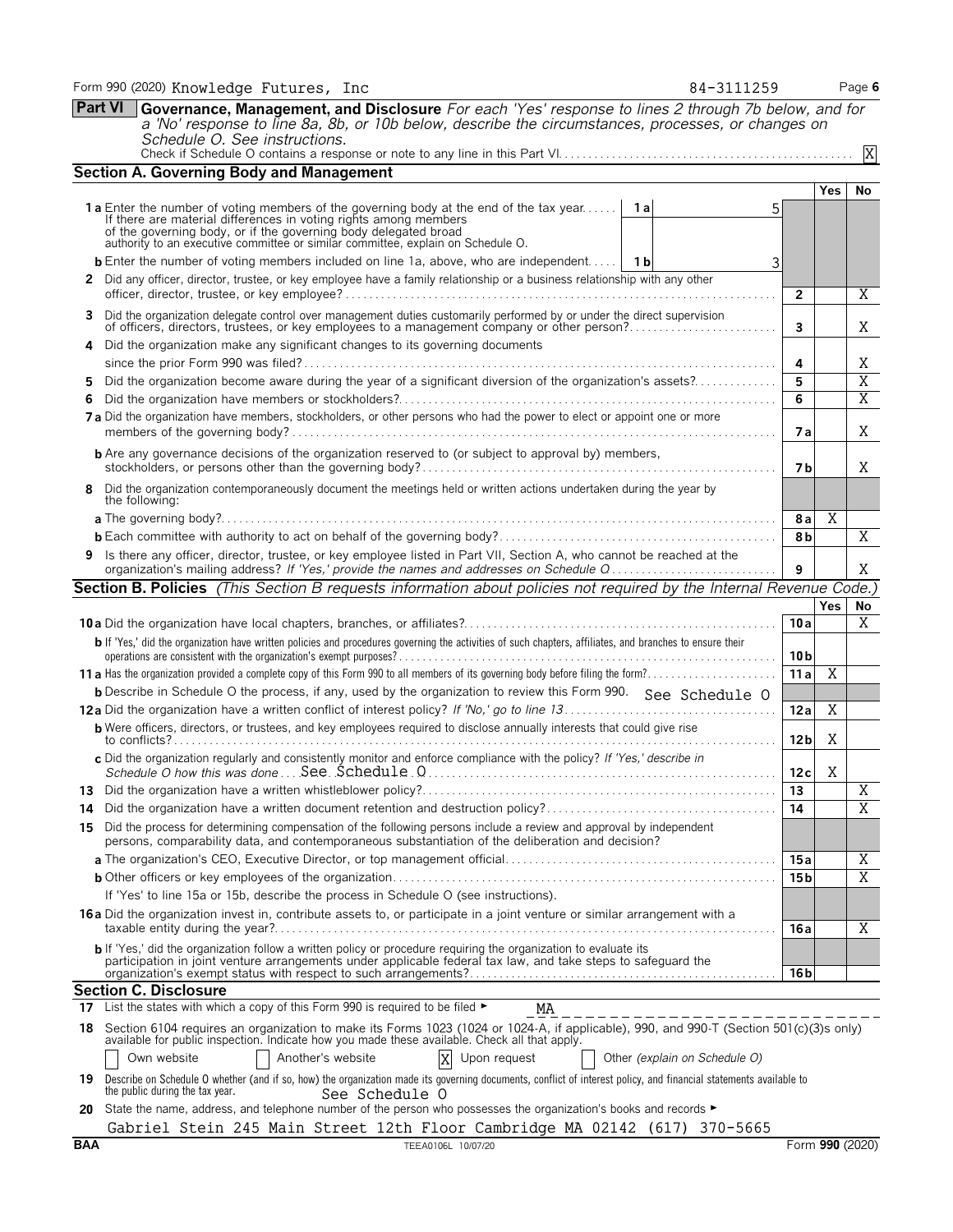Form 990 (2020) Knowledge Futures, Inc 84-3111259 Page 6

**Part VI Governance, Management, and Disclosure** *For each 'Yes' response to lines 2 through 7b below, and for a 'No' response to line 8a, 8b, or 10b below, describe the circumstances, processes, or changes on Schedule O. See instructions.*

Check if Schedule O contains a response or note to any line in this Part VI. . . . . . . . . . . . . . . . X

## Section A. Governing Body and Management

| | | | Yes | No |
|---|---|---|---|---|
| **1a** Enter the number of voting members of the governing body at the end of the tax year. . . . . . If there are material differences in voting rights among members of the governing body, or if the governing body delegated broad authority to an executive committee or similar committee, explain on Schedule O. | 1a 5 | | | |
| **b** Enter the number of voting members included on line 1a, above, who are independent. . . . . | 1b 3 | | | |
| **2** Did any officer, director, trustee, or key employee have a family relationship or a business relationship with any other officer, director, trustee, or key employee? | | 2 | | X |
| **3** Did the organization delegate control over management duties customarily performed by or under the direct supervision of officers, directors, trustees, or key employees to a management company or other person? | | 3 | | X |
| **4** Did the organization make any significant changes to its governing documents since the prior Form 990 was filed? | | 4 | | X |
| **5** Did the organization become aware during the year of a significant diversion of the organization's assets? | | 5 | | X |
| **6** Did the organization have members or stockholders? | | 6 | | X |
| **7a** Did the organization have members, stockholders, or other persons who had the power to elect or appoint one or more members of the governing body? | | 7a | | X |
| **b** Are any governance decisions of the organization reserved to (or subject to approval by) members, stockholders, or persons other than the governing body? | | 7b | | X |
| **8** Did the organization contemporaneously document the meetings held or written actions undertaken during the year by the following: | | | | |
| **a** The governing body? | | 8a | X | |
| **b** Each committee with authority to act on behalf of the governing body? | | 8b | | X |
| **9** Is there any officer, director, trustee, or key employee listed in Part VII, Section A, who cannot be reached at the organization's mailing address? *If 'Yes,' provide the names and addresses on Schedule O* | | 9 | | X |

## Section B. Policies *(This Section B requests information about policies not required by the Internal Revenue Code.)*

| | | Yes | No |
|---|---|---|---|
| **10a** Did the organization have local chapters, branches, or affiliates? | 10a | | X |
| **b** If 'Yes,' did the organization have written policies and procedures governing the activities of such chapters, affiliates, and branches to ensure their operations are consistent with the organization's exempt purposes? | 10b | | |
| **11a** Has the organization provided a complete copy of this Form 990 to all members of its governing body before filing the form? | 11a | X | |
| **b** Describe in Schedule O the process, if any, used by the organization to review this Form 990. See Schedule O | | | |
| **12a** Did the organization have a written conflict of interest policy? *If 'No,' go to line 13* | 12a | X | |
| **b** Were officers, directors, or trustees, and key employees required to disclose annually interests that could give rise to conflicts? | 12b | X | |
| **c** Did the organization regularly and consistently monitor and enforce compliance with the policy? *If 'Yes,' describe in Schedule O how this was done* . . . See Schedule O | 12c | X | |
| **13** Did the organization have a written whistleblower policy? | 13 | | X |
| **14** Did the organization have a written document retention and destruction policy? | 14 | | X |
| **15** Did the process for determining compensation of the following persons include a review and approval by independent persons, comparability data, and contemporaneous substantiation of the deliberation and decision? | | | |
| **a** The organization's CEO, Executive Director, or top management official | 15a | | X |
| **b** Other officers or key employees of the organization | 15b | | X |
| If 'Yes' to line 15a or 15b, describe the process in Schedule O (see instructions). | | | |
| **16a** Did the organization invest in, contribute assets to, or participate in a joint venture or similar arrangement with a taxable entity during the year? | 16a | | X |
| **b** If 'Yes,' did the organization follow a written policy or procedure requiring the organization to evaluate its participation in joint venture arrangements under applicable federal tax law, and take steps to safeguard the organization's exempt status with respect to such arrangements? | 16b | | |

## Section C. Disclosure

**17** List the states with which a copy of this Form 990 is required to be filed ► MA

**18** Section 6104 requires an organization to make its Forms 1023 (1024 or 1024-A, if applicable), 990, and 990-T (Section 501(c)(3)s only) available for public inspection. Indicate how you made these available. Check all that apply.

[ ] Own website [ ] Another's website [X] Upon request [ ] Other *(explain on Schedule O)*

**19** Describe on Schedule O whether (and if so, how) the organization made its governing documents, conflict of interest policy, and financial statements available to the public during the tax year. See Schedule O

**20** State the name, address, and telephone number of the person who possesses the organization's books and records ►

Gabriel Stein 245 Main Street 12th Floor Cambridge MA 02142 (617) 370-5665

BAA TEEA0106L 10/07/20 Form **990** (2020)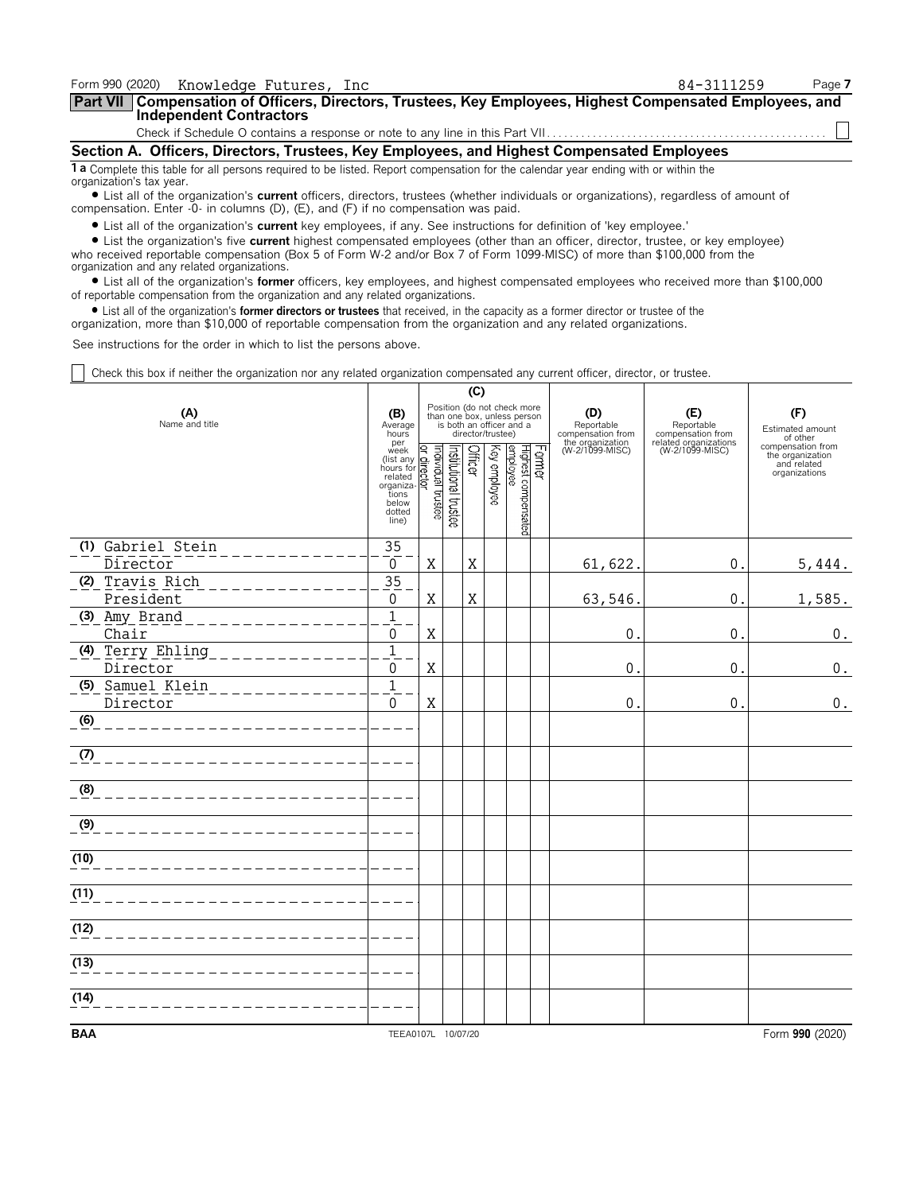Form 990 (2020) Knowledge Futures, Inc 84-3111259 Page 7

**Part VII Compensation of Officers, Directors, Trustees, Key Employees, Highest Compensated Employees, and Independent Contractors**

Check if Schedule O contains a response or note to any line in this Part VII ☐

## Section A. Officers, Directors, Trustees, Key Employees, and Highest Compensated Employees

**1 a** Complete this table for all persons required to be listed. Report compensation for the calendar year ending with or within the organization's tax year.

- List all of the organization's **current** officers, directors, trustees (whether individuals or organizations), regardless of amount of compensation. Enter -0- in columns (D), (E), and (F) if no compensation was paid.
- List all of the organization's **current** key employees, if any. See instructions for definition of 'key employee.'
- List the organization's five **current** highest compensated employees (other than an officer, director, trustee, or key employee) who received reportable compensation (Box 5 of Form W-2 and/or Box 7 of Form 1099-MISC) of more than $100,000 from the organization and any related organizations.
- List all of the organization's **former** officers, key employees, and highest compensated employees who received more than $100,000 of reportable compensation from the organization and any related organizations.
- List all of the organization's **former directors or trustees** that received, in the capacity as a former director or trustee of the organization, more than $10,000 of reportable compensation from the organization and any related organizations.

See instructions for the order in which to list the persons above.

☐ Check this box if neither the organization nor any related organization compensated any current officer, director, or trustee.

| (A) Name and title | (B) Average hours per week (list any hours for related organizations below dotted line) | (C) Position: Individual trustee or director | Institutional trustee | Officer | Key employee | Highest compensated employee | Former | (D) Reportable compensation from the organization (W-2/1099-MISC) | (E) Reportable compensation from related organizations (W-2/1099-MISC) | (F) Estimated amount of other compensation from the organization and related organizations |
|---|---|---|---|---|---|---|---|---|---|---|
| (1) Gabriel Stein<br>Director | 35<br>0 | X | | X | | | | 61,622. | 0. | 5,444. |
| (2) Travis Rich<br>President | 35<br>0 | X | | X | | | | 63,546. | 0. | 1,585. |
| (3) Amy Brand<br>Chair | 1<br>0 | X | | | | | | 0. | 0. | 0. |
| (4) Terry Ehling<br>Director | 1<br>0 | X | | | | | | 0. | 0. | 0. |
| (5) Samuel Klein<br>Director | 1<br>0 | X | | | | | | 0. | 0. | 0. |
| (6) | | | | | | | | | | |
| (7) | | | | | | | | | | |
| (8) | | | | | | | | | | |
| (9) | | | | | | | | | | |
| (10) | | | | | | | | | | |
| (11) | | | | | | | | | | |
| (12) | | | | | | | | | | |
| (13) | | | | | | | | | | |
| (14) | | | | | | | | | | |

BAA TEEA0107L 10/07/20 Form 990 (2020)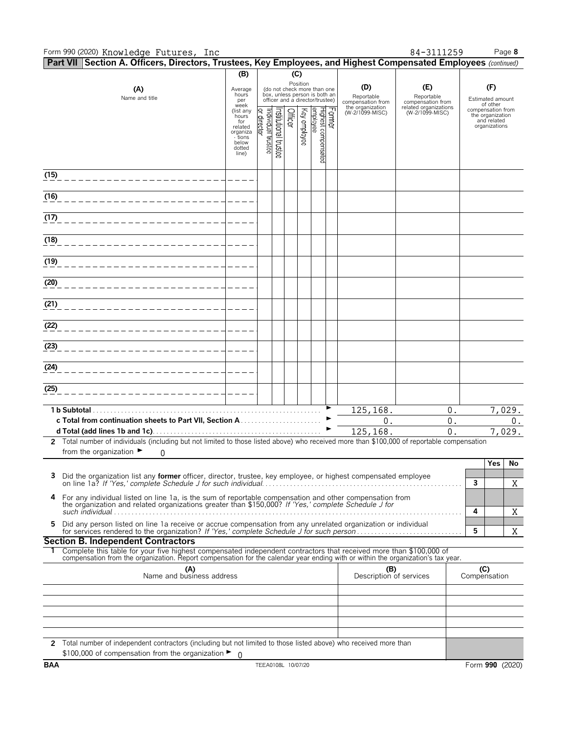Form 990 (2020) Knowledge Futures, Inc 84-3111259 Page **8**

**Part VII** **Section A. Officers, Directors, Trustees, Key Employees, and Highest Compensated Employees** *(continued)*

| (A) Name and title | (B) Average hours per week (list any hours for related organizations below dotted line) | (C) Position (do not check more than one box, unless person is both an officer and a director/trustee): Individual trustee or director | Institutional trustee | Officer | Key employee | Highest compensated employee | Former | (D) Reportable compensation from the organization (W-2/1099-MISC) | (E) Reportable compensation from related organizations (W-2/1099-MISC) | (F) Estimated amount of other compensation from the organization and related organizations |
|---|---|---|---|---|---|---|---|---|---|---|
| (15) | | | | | | | | | | |
| (16) | | | | | | | | | | |
| (17) | | | | | | | | | | |
| (18) | | | | | | | | | | |
| (19) | | | | | | | | | | |
| (20) | | | | | | | | | | |
| (21) | | | | | | | | | | |
| (22) | | | | | | | | | | |
| (23) | | | | | | | | | | |
| (24) | | | | | | | | | | |
| (25) | | | | | | | | | | |

| | (D) | (E) | (F) |
|---|---|---|---|
| **1 b Subtotal** ► | 125,168. | 0. | 7,029. |
| **c Total from continuation sheets to Part VII, Section A** ► | 0. | 0. | 0. |
| **d Total (add lines 1b and 1c)** ► | 125,168. | 0. | 7,029. |

**2** Total number of individuals (including but not limited to those listed above) who received more than $100,000 of reportable compensation from the organization ► 0

| | | Yes | No |
|---|---|---|---|
| **3** Did the organization list any **former** officer, director, trustee, key employee, or highest compensated employee on line 1a? *If 'Yes,' complete Schedule J for such individual* | **3** | | X |
| **4** For any individual listed on line 1a, is the sum of reportable compensation and other compensation from the organization and related organizations greater than $150,000? *If 'Yes,' complete Schedule J for such individual* | **4** | | X |
| **5** Did any person listed on line 1a receive or accrue compensation from any unrelated organization or individual for services rendered to the organization? *If 'Yes,' complete Schedule J for such person* | **5** | | X |

## Section B. Independent Contractors

**1** Complete this table for your five highest compensated independent contractors that received more than $100,000 of compensation from the organization. Report compensation for the calendar year ending with or within the organization's tax year.

| (A) Name and business address | (B) Description of services | (C) Compensation |
|---|---|---|
| | | |
| | | |
| | | |
| | | |
| | | |

**2** Total number of independent contractors (including but not limited to those listed above) who received more than $100,000 of compensation from the organization ► 0

BAA TEEA0108L 10/07/20 Form **990** (2020)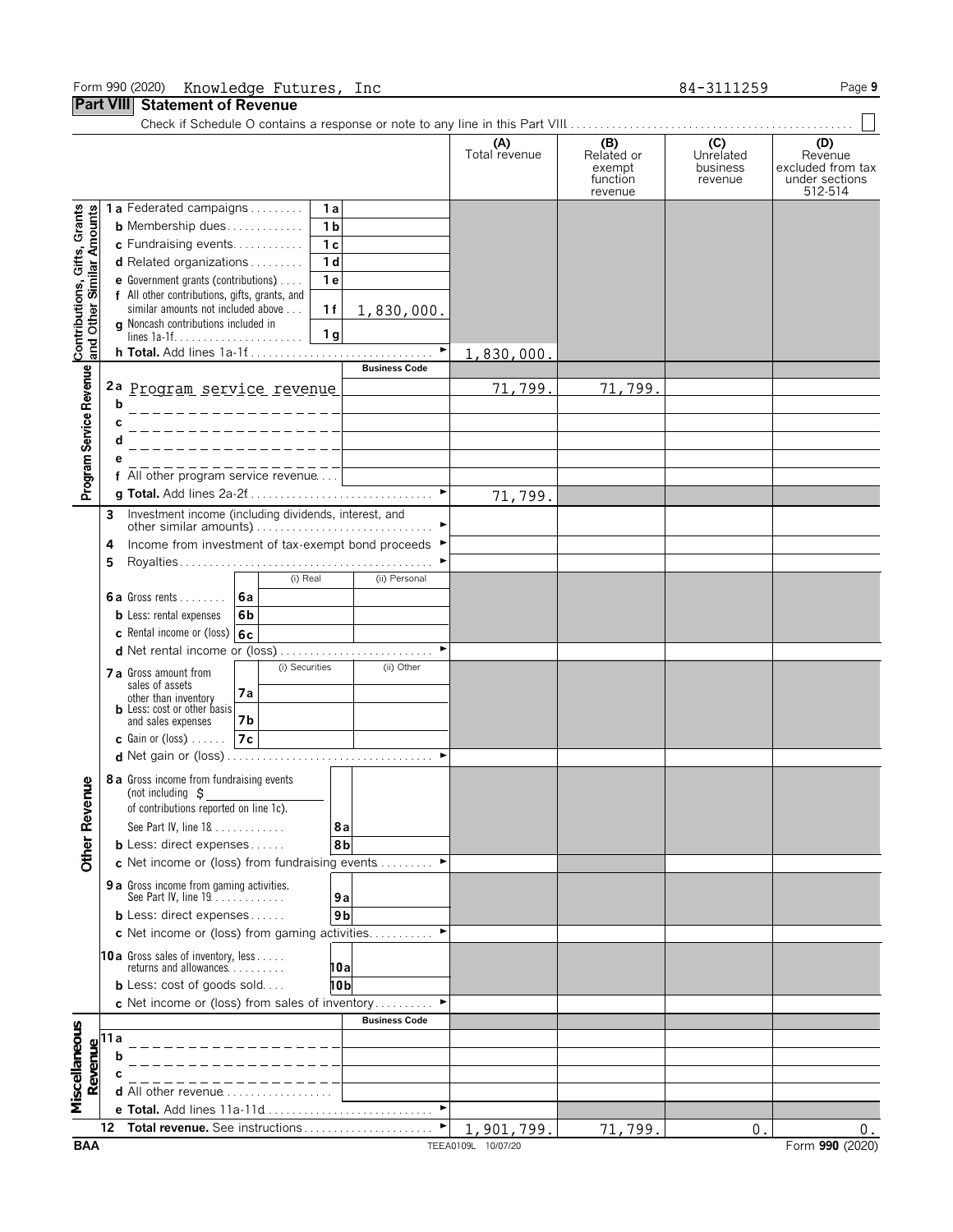Form 990 (2020) Knowledge Futures, Inc 84-3111259 Page **9**

## Part VIII Statement of Revenue

Check if Schedule O contains a response or note to any line in this Part VIII ☐

| | | | | (A) Total revenue | (B) Related or exempt function revenue | (C) Unrelated business revenue | (D) Revenue excluded from tax under sections 512-514 |
|---|---|---|---|---|---|---|---|
| **Contributions, Gifts, Grants and Other Similar Amounts** | **1a** Federated campaigns | 1a | | | | | |
| | **b** Membership dues | 1b | | | | | |
| | **c** Fundraising events | 1c | | | | | |
| | **d** Related organizations | 1d | | | | | |
| | **e** Government grants (contributions) | 1e | | | | | |
| | **f** All other contributions, gifts, grants, and similar amounts not included above | 1f | 1,830,000. | | | | |
| | **g** Noncash contributions included in lines 1a-1f | 1g | | | | | |
| | **h Total.** Add lines 1a-1f | | ► | 1,830,000. | | | |
| **Program Service Revenue** | | | **Business Code** | | | | |
| | **2a** Program service revenue | | | 71,799. | 71,799. | | |
| | **b** | | | | | | |
| | **c** | | | | | | |
| | **d** | | | | | | |
| | **e** | | | | | | |
| | **f** All other program service revenue | | | | | | |
| | **g Total.** Add lines 2a-2f | | ► | 71,799. | | | |
| **Other Revenue** | **3** Investment income (including dividends, interest, and other similar amounts) | | ► | | | | |
| | **4** Income from investment of tax-exempt bond proceeds | | ► | | | | |
| | **5** Royalties | | ► | | | | |
| | | (i) Real | (ii) Personal | | | | |
| | **6a** Gross rents | 6a | | | | | |
| | **b** Less: rental expenses | 6b | | | | | |
| | **c** Rental income or (loss) | 6c | | | | | |
| | **d** Net rental income or (loss) | | ► | | | | |
| | | (i) Securities | (ii) Other | | | | |
| | **7a** Gross amount from sales of assets other than inventory | 7a | | | | | |
| | **b** Less: cost or other basis and sales expenses | 7b | | | | | |
| | **c** Gain or (loss) | 7c | | | | | |
| | **d** Net gain or (loss) | | ► | | | | |
| | **8a** Gross income from fundraising events (not including $ ______ of contributions reported on line 1c). See Part IV, line 18 | 8a | | | | | |
| | **b** Less: direct expenses | 8b | | | | | |
| | **c** Net income or (loss) from fundraising events | | ► | | | | |
| | **9a** Gross income from gaming activities. See Part IV, line 19 | 9a | | | | | |
| | **b** Less: direct expenses | 9b | | | | | |
| | **c** Net income or (loss) from gaming activities | | ► | | | | |
| | **10a** Gross sales of inventory, less returns and allowances | 10a | | | | | |
| | **b** Less: cost of goods sold | 10b | | | | | |
| | **c** Net income or (loss) from sales of inventory | | ► | | | | |
| **Miscellaneous Revenue** | | | **Business Code** | | | | |
| | **11a** | | | | | | |
| | **b** | | | | | | |
| | **c** | | | | | | |
| | **d** All other revenue | | | | | | |
| | **e Total.** Add lines 11a-11d | | ► | | | | |
| | **12 Total revenue.** See instructions | | ► | 1,901,799. | 71,799. | 0. | 0. |

BAA TEEA0109L 10/07/20 Form **990** (2020)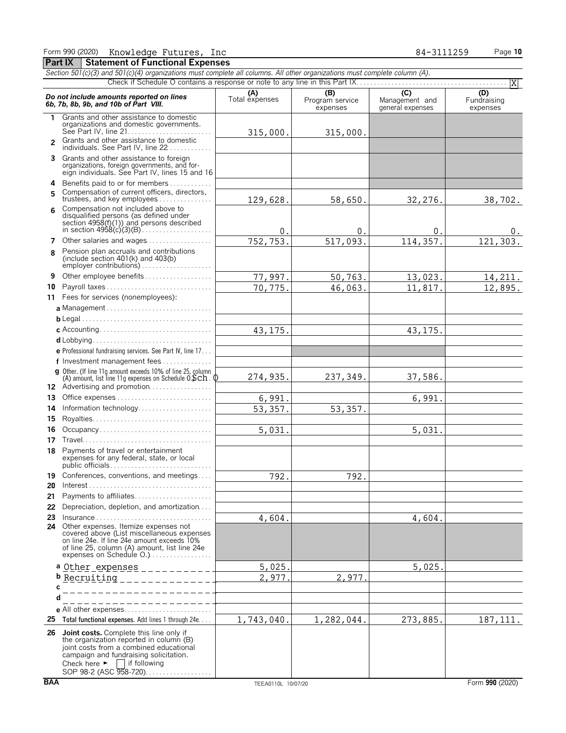Form 990 (2020) Knowledge Futures, Inc 84-3111259 Page **10**

## Part IX Statement of Functional Expenses

*Section 501(c)(3) and 501(c)(4) organizations must complete all columns. All other organizations must complete column (A).*

Check if Schedule O contains a response or note to any line in this Part IX . . . . . . . . . . [X]

| *Do not include amounts reported on lines 6b, 7b, 8b, 9b, and 10b of Part VIII.* | (A) Total expenses | (B) Program service expenses | (C) Management and general expenses | (D) Fundraising expenses |
|---|---|---|---|---|
| **1** Grants and other assistance to domestic organizations and domestic governments. See Part IV, line 21 | 315,000. | 315,000. | | |
| **2** Grants and other assistance to domestic individuals. See Part IV, line 22 | | | | |
| **3** Grants and other assistance to foreign organizations, foreign governments, and foreign individuals. See Part IV, lines 15 and 16 | | | | |
| **4** Benefits paid to or for members | | | | |
| **5** Compensation of current officers, directors, trustees, and key employees | 129,628. | 58,650. | 32,276. | 38,702. |
| **6** Compensation not included above to disqualified persons (as defined under section 4958(f)(1)) and persons described in section 4958(c)(3)(B) | 0. | 0. | 0. | 0. |
| **7** Other salaries and wages | 752,753. | 517,093. | 114,357. | 121,303. |
| **8** Pension plan accruals and contributions (include section 401(k) and 403(b) employer contributions) | | | | |
| **9** Other employee benefits | 77,997. | 50,763. | 13,023. | 14,211. |
| **10** Payroll taxes | 70,775. | 46,063. | 11,817. | 12,895. |
| **11** Fees for services (nonemployees): | | | | |
| **a** Management | | | | |
| **b** Legal | | | | |
| **c** Accounting | 43,175. | | 43,175. | |
| **d** Lobbying | | | | |
| **e** Professional fundraising services. See Part IV, line 17 | | | | |
| **f** Investment management fees | | | | |
| **g** Other. (If line 11g amount exceeds 10% of line 25, column (A) amount, list line 11g expenses on Schedule O.) Sch. O | 274,935. | 237,349. | 37,586. | |
| **12** Advertising and promotion | | | | |
| **13** Office expenses | 6,991. | | 6,991. | |
| **14** Information technology | 53,357. | 53,357. | | |
| **15** Royalties | | | | |
| **16** Occupancy | 5,031. | | 5,031. | |
| **17** Travel | | | | |
| **18** Payments of travel or entertainment expenses for any federal, state, or local public officials | | | | |
| **19** Conferences, conventions, and meetings | 792. | 792. | | |
| **20** Interest | | | | |
| **21** Payments to affiliates | | | | |
| **22** Depreciation, depletion, and amortization | | | | |
| **23** Insurance | 4,604. | | 4,604. | |
| **24** Other expenses. Itemize expenses not covered above (List miscellaneous expenses on line 24e. If line 24e amount exceeds 10% of line 25, column (A) amount, list line 24e expenses on Schedule O.) | | | | |
| **a** Other expenses | 5,025. | | 5,025. | |
| **b** Recruiting | 2,977. | 2,977. | | |
| **c** | | | | |
| **d** | | | | |
| **e** All other expenses | | | | |
| **25 Total functional expenses.** Add lines 1 through 24e | 1,743,040. | 1,282,044. | 273,885. | 187,111. |
| **26 Joint costs.** Complete this line only if the organization reported in column (B) joint costs from a combined educational campaign and fundraising solicitation. Check here ► [ ] if following SOP 98-2 (ASC 958-720) | | | | |

BAA TEEA0110L 10/07/20 Form **990** (2020)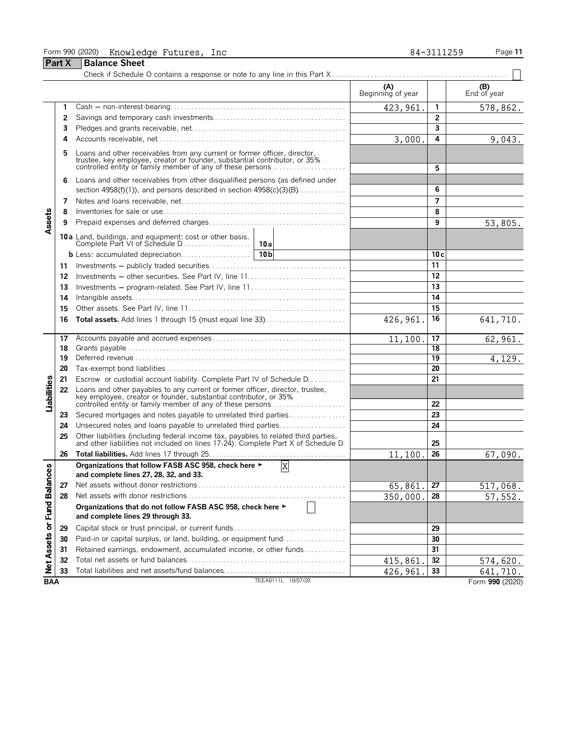Form 990 (2020) Knowledge Futures, Inc 84-3111259

## Part X Balance Sheet

Check if Schedule O contains a response or note to any line in this Part X

| | | | (A) Beginning of year | | (B) End of year |
|---|---|---|---|---|---|
| Assets | 1 | Cash — non-interest-bearing | 423,961. | 1 | 578,862. |
| | 2 | Savings and temporary cash investments | | 2 | |
| | 3 | Pledges and grants receivable, net | | 3 | |
| | 4 | Accounts receivable, net | 3,000. | 4 | 9,043. |
| | 5 | Loans and other receivables from any current or former officer, director, trustee, key employee, creator or founder, substantial contributor, or 35% controlled entity or family member of any of these persons | | 5 | |
| | 6 | Loans and other receivables from other disqualified persons (as defined under section 4958(f)(1)), and persons described in section 4958(c)(3)(B) | | 6 | |
| | 7 | Notes and loans receivable, net | | 7 | |
| | 8 | Inventories for sale or use | | 8 | |
| | 9 | Prepaid expenses and deferred charges | | 9 | 53,805. |
| | 10a | Land, buildings, and equipment: cost or other basis. Complete Part VI of Schedule D 10a | | | |
| | b | Less: accumulated depreciation 10b | | 10c | |
| | 11 | Investments — publicly traded securities | | 11 | |
| | 12 | Investments — other securities. See Part IV, line 11 | | 12 | |
| | 13 | Investments — program-related. See Part IV, line 11 | | 13 | |
| | 14 | Intangible assets | | 14 | |
| | 15 | Other assets. See Part IV, line 11 | | 15 | |
| | 16 | **Total assets.** Add lines 1 through 15 (must equal line 33) | 426,961. | 16 | 641,710. |
| Liabilities | 17 | Accounts payable and accrued expenses | 11,100. | 17 | 62,961. |
| | 18 | Grants payable | | 18 | |
| | 19 | Deferred revenue | | 19 | 4,129. |
| | 20 | Tax-exempt bond liabilities | | 20 | |
| | 21 | Escrow or custodial account liability. Complete Part IV of Schedule D | | 21 | |
| | 22 | Loans and other payables to any current or former officer, director, trustee, key employee, creator or founder, substantial contributor, or 35% controlled entity or family member of any of these persons | | 22 | |
| | 23 | Secured mortgages and notes payable to unrelated third parties | | 23 | |
| | 24 | Unsecured notes and loans payable to unrelated third parties | | 24 | |
| | 25 | Other liabilities (including federal income tax, payables to related third parties, and other liabilities not included on lines 17-24). Complete Part X of Schedule D | | 25 | |
| | 26 | **Total liabilities.** Add lines 17 through 25 | 11,100. | 26 | 67,090. |
| Net Assets or Fund Balances | | **Organizations that follow FASB ASC 958, check here ► X and complete lines 27, 28, 32, and 33.** | | | |
| | 27 | Net assets without donor restrictions | 65,861. | 27 | 517,068. |
| | 28 | Net assets with donor restrictions | 350,000. | 28 | 57,552. |
| | | **Organizations that do not follow FASB ASC 958, check here ► ☐ and complete lines 29 through 33.** | | | |
| | 29 | Capital stock or trust principal, or current funds | | 29 | |
| | 30 | Paid-in or capital surplus, or land, building, or equipment fund | | 30 | |
| | 31 | Retained earnings, endowment, accumulated income, or other funds | | 31 | |
| | 32 | Total net assets or fund balances | 415,861. | 32 | 574,620. |
| | 33 | Total liabilities and net assets/fund balances | 426,961. | 33 | 641,710. |

BAA TEEA0111L 10/07/20 Form **990** (2020)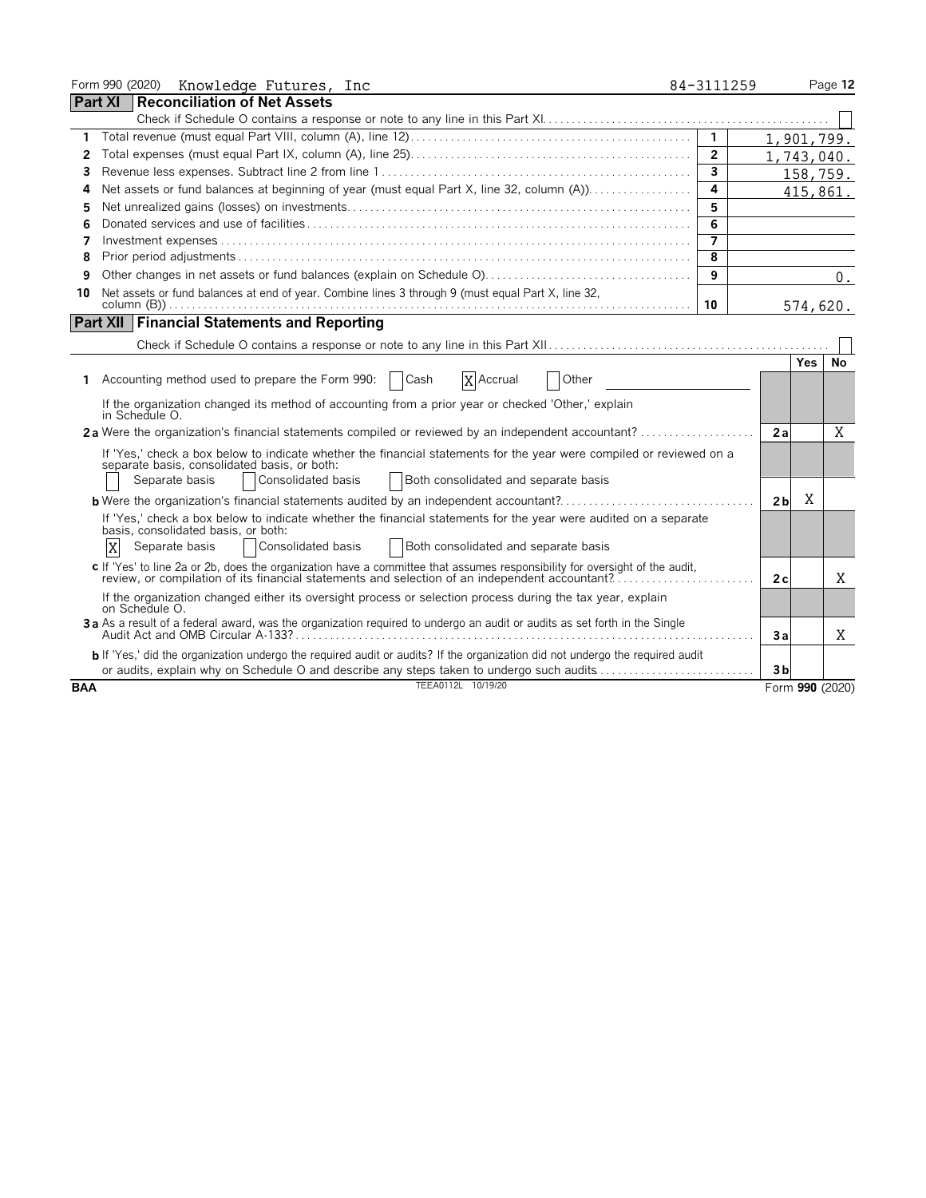Form 990 (2020) Knowledge Futures, Inc 84-3111259

## Part XI Reconciliation of Net Assets

Check if Schedule O contains a response or note to any line in this Part XI ☐

| | | | |
|---|---|---|---|
| 1 | Total revenue (must equal Part VIII, column (A), line 12) | 1 | 1,901,799. |
| 2 | Total expenses (must equal Part IX, column (A), line 25) | 2 | 1,743,040. |
| 3 | Revenue less expenses. Subtract line 2 from line 1 | 3 | 158,759. |
| 4 | Net assets or fund balances at beginning of year (must equal Part X, line 32, column (A)) | 4 | 415,861. |
| 5 | Net unrealized gains (losses) on investments | 5 | |
| 6 | Donated services and use of facilities | 6 | |
| 7 | Investment expenses | 7 | |
| 8 | Prior period adjustments | 8 | |
| 9 | Other changes in net assets or fund balances (explain on Schedule O) | 9 | 0. |
| 10 | Net assets or fund balances at end of year. Combine lines 3 through 9 (must equal Part X, line 32, column (B)) | 10 | 574,620. |

## Part XII Financial Statements and Reporting

Check if Schedule O contains a response or note to any line in this Part XII ☐

| | | | Yes | No |
|---|---|---|---|---|
| 1 | Accounting method used to prepare the Form 990: ☐ Cash ☒ Accrual ☐ Other | | | |
| | If the organization changed its method of accounting from a prior year or checked 'Other,' explain in Schedule O. | | | |
| 2a | Were the organization's financial statements compiled or reviewed by an independent accountant? | 2a | | X |
| | If 'Yes,' check a box below to indicate whether the financial statements for the year were compiled or reviewed on a separate basis, consolidated basis, or both: ☐ Separate basis ☐ Consolidated basis ☐ Both consolidated and separate basis | | | |
| b | Were the organization's financial statements audited by an independent accountant? | 2b | X | |
| | If 'Yes,' check a box below to indicate whether the financial statements for the year were audited on a separate basis, consolidated basis, or both: ☒ Separate basis ☐ Consolidated basis ☐ Both consolidated and separate basis | | | |
| c | If 'Yes' to line 2a or 2b, does the organization have a committee that assumes responsibility for oversight of the audit, review, or compilation of its financial statements and selection of an independent accountant? | 2c | | X |
| | If the organization changed either its oversight process or selection process during the tax year, explain on Schedule O. | | | |
| 3a | As a result of a federal award, was the organization required to undergo an audit or audits as set forth in the Single Audit Act and OMB Circular A-133? | 3a | | X |
| b | If 'Yes,' did the organization undergo the required audit or audits? If the organization did not undergo the required audit or audits, explain why on Schedule O and describe any steps taken to undergo such audits | 3b | | |

BAA TEEA0112L 10/19/20 Form 990 (2020)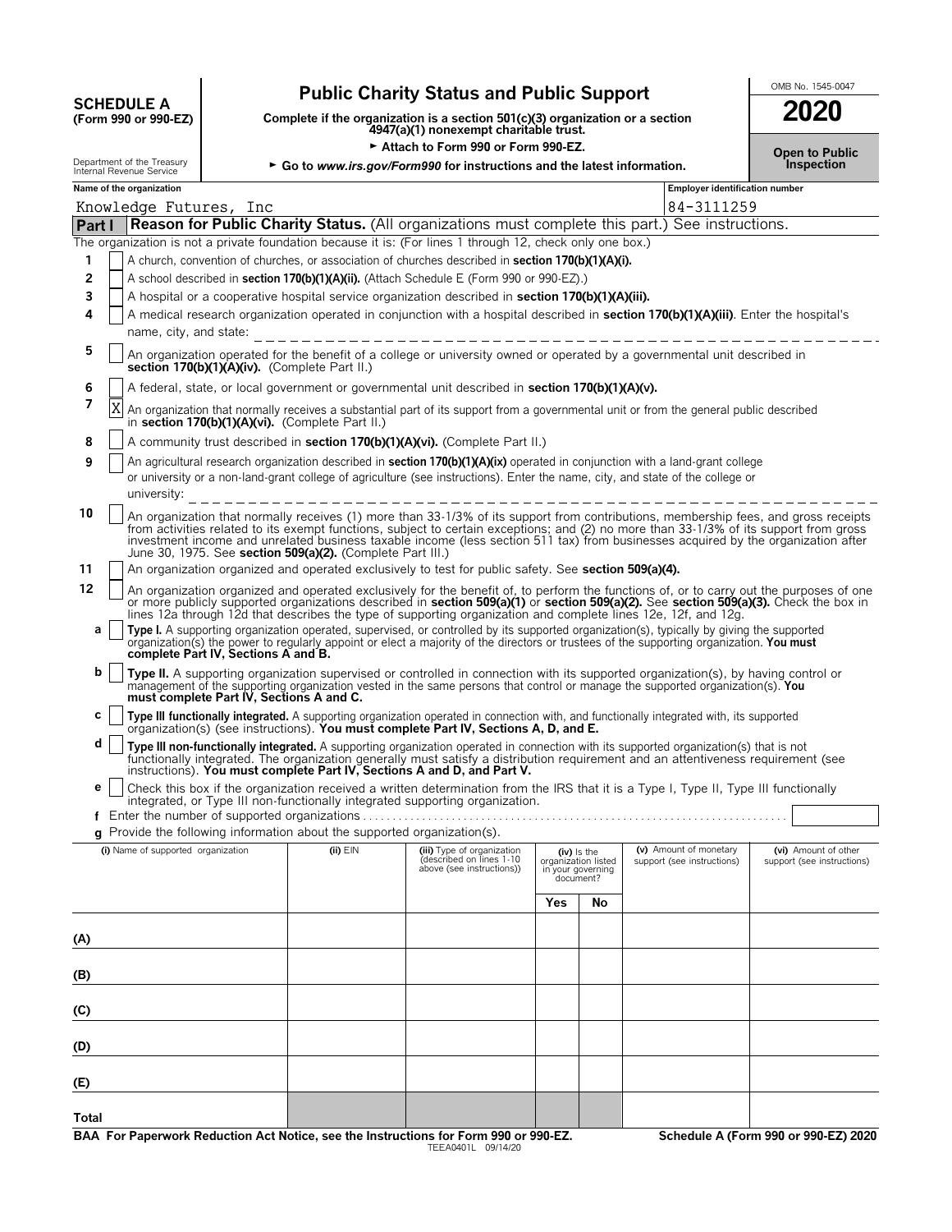# SCHEDULE A (Form 990 or 990-EZ)

## Public Charity Status and Public Support

**Complete if the organization is a section 501(c)(3) organization or a section 4947(a)(1) nonexempt charitable trust.**

► **Attach to Form 990 or Form 990-EZ.**

► **Go to *www.irs.gov/Form990* for instructions and the latest information.**

Department of the Treasury
Internal Revenue Service

OMB No. 1545-0047

**2020**

**Open to Public Inspection**

**Name of the organization:** Knowledge Futures, Inc

**Employer identification number:** 84-3111259

## Part I — Reason for Public Charity Status. (All organizations must complete this part.) See instructions.

The organization is not a private foundation because it is: (For lines 1 through 12, check only one box.)

1. [ ] A church, convention of churches, or association of churches described in **section 170(b)(1)(A)(i).**
2. [ ] A school described in **section 170(b)(1)(A)(ii).** (Attach Schedule E (Form 990 or 990-EZ).)
3. [ ] A hospital or a cooperative hospital service organization described in **section 170(b)(1)(A)(iii).**
4. [ ] A medical research organization operated in conjunction with a hospital described in **section 170(b)(1)(A)(iii)**. Enter the hospital's name, city, and state:
5. [ ] An organization operated for the benefit of a college or university owned or operated by a governmental unit described in **section 170(b)(1)(A)(iv).** (Complete Part II.)
6. [ ] A federal, state, or local government or governmental unit described in **section 170(b)(1)(A)(v).**
7. [X] An organization that normally receives a substantial part of its support from a governmental unit or from the general public described in **section 170(b)(1)(A)(vi).** (Complete Part II.)
8. [ ] A community trust described in **section 170(b)(1)(A)(vi).** (Complete Part II.)
9. [ ] An agricultural research organization described in **section 170(b)(1)(A)(ix)** operated in conjunction with a land-grant college or university or a non-land-grant college of agriculture (see instructions). Enter the name, city, and state of the college or university:
10. [ ] An organization that normally receives (1) more than 33-1/3% of its support from contributions, membership fees, and gross receipts from activities related to its exempt functions, subject to certain exceptions; and (2) no more than 33-1/3% of its support from gross investment income and unrelated business taxable income (less section 511 tax) from businesses acquired by the organization after June 30, 1975. See **section 509(a)(2).** (Complete Part III.)
11. [ ] An organization organized and operated exclusively to test for public safety. See **section 509(a)(4).**
12. [ ] An organization organized and operated exclusively for the benefit of, to perform the functions of, or to carry out the purposes of one or more publicly supported organizations described in **section 509(a)(1)** or **section 509(a)(2).** See **section 509(a)(3).** Check the box in lines 12a through 12d that describes the type of supporting organization and complete lines 12e, 12f, and 12g.
   - **a** [ ] **Type I.** A supporting organization operated, supervised, or controlled by its supported organization(s), typically by giving the supported organization(s) the power to regularly appoint or elect a majority of the directors or trustees of the supporting organization. **You must complete Part IV, Sections A and B.**
   - **b** [ ] **Type II.** A supporting organization supervised or controlled in connection with its supported organization(s), by having control or management of the supporting organization vested in the same persons that control or manage the supported organization(s). **You must complete Part IV, Sections A and C.**
   - **c** [ ] **Type III functionally integrated.** A supporting organization operated in connection with, and functionally integrated with, its supported organization(s) (see instructions). **You must complete Part IV, Sections A, D, and E.**
   - **d** [ ] **Type III non-functionally integrated.** A supporting organization operated in connection with its supported organization(s) that is not functionally integrated. The organization generally must satisfy a distribution requirement and an attentiveness requirement (see instructions). **You must complete Part IV, Sections A and D, and Part V.**
   - **e** [ ] Check this box if the organization received a written determination from the IRS that it is a Type I, Type II, Type III functionally integrated, or Type III non-functionally integrated supporting organization.
   - **f** Enter the number of supported organizations
   - **g** Provide the following information about the supported organization(s).

| (i) Name of supported organization | (ii) EIN | (iii) Type of organization (described on lines 1-10 above (see instructions)) | (iv) Is the organization listed in your governing document? Yes | No | (v) Amount of monetary support (see instructions) | (vi) Amount of other support (see instructions) |
|---|---|---|---|---|---|---|
| (A) | | | | | | |
| (B) | | | | | | |
| (C) | | | | | | |
| (D) | | | | | | |
| (E) | | | | | | |
| Total | | | | | | |

**BAA For Paperwork Reduction Act Notice, see the Instructions for Form 990 or 990-EZ.** TEEA0401L 09/14/20 **Schedule A (Form 990 or 990-EZ) 2020**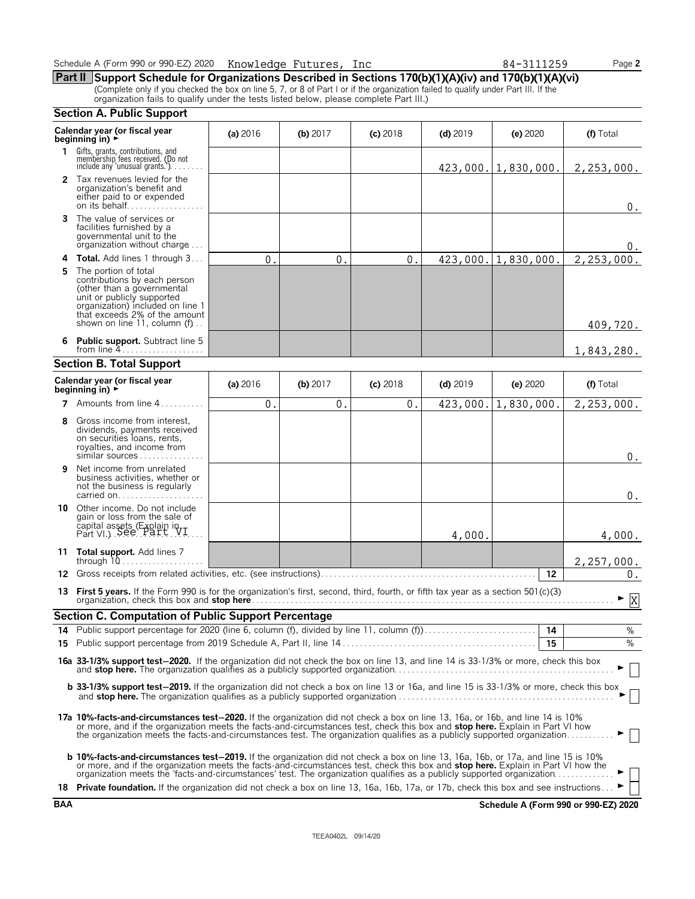Schedule A (Form 990 or 990-EZ) 2020 Knowledge Futures, Inc 84-3111259

**Part II Support Schedule for Organizations Described in Sections 170(b)(1)(A)(iv) and 170(b)(1)(A)(vi)**

(Complete only if you checked the box on line 5, 7, or 8 of Part I or if the organization failed to qualify under Part III. If the organization fails to qualify under the tests listed below, please complete Part III.)

## Section A. Public Support

| Calendar year (or fiscal year beginning in) ► | (a) 2016 | (b) 2017 | (c) 2018 | (d) 2019 | (e) 2020 | (f) Total |
|---|---|---|---|---|---|---|
| 1 Gifts, grants, contributions, and membership fees received. (Do not include any 'unusual grants.') | | | | 423,000. | 1,830,000. | 2,253,000. |
| 2 Tax revenues levied for the organization's benefit and either paid to or expended on its behalf | | | | | | 0. |
| 3 The value of services or facilities furnished by a governmental unit to the organization without charge | | | | | | 0. |
| 4 **Total.** Add lines 1 through 3 | 0. | 0. | 0. | 423,000. | 1,830,000. | 2,253,000. |
| 5 The portion of total contributions by each person (other than a governmental unit or publicly supported organization) included on line 1 that exceeds 2% of the amount shown on line 11, column (f) | | | | | | 409,720. |
| 6 **Public support.** Subtract line 5 from line 4 | | | | | | 1,843,280. |

## Section B. Total Support

| Calendar year (or fiscal year beginning in) ► | (a) 2016 | (b) 2017 | (c) 2018 | (d) 2019 | (e) 2020 | (f) Total |
|---|---|---|---|---|---|---|
| 7 Amounts from line 4 | 0. | 0. | 0. | 423,000. | 1,830,000. | 2,253,000. |
| 8 Gross income from interest, dividends, payments received on securities loans, rents, royalties, and income from similar sources | | | | | | 0. |
| 9 Net income from unrelated business activities, whether or not the business is regularly carried on | | | | | | 0. |
| 10 Other income. Do not include gain or loss from the sale of capital assets (Explain in Part VI.) See Part VI | | | | 4,000. | | 4,000. |
| 11 **Total support.** Add lines 7 through 10 | | | | | | 2,257,000. |

12 Gross receipts from related activities, etc. (see instructions) — 12 — 0.

13 **First 5 years.** If the Form 990 is for the organization's first, second, third, fourth, or fifth tax year as a section 501(c)(3) organization, check this box and **stop here** ► [X]

## Section C. Computation of Public Support Percentage

14 Public support percentage for 2020 (line 6, column (f)), divided by line 11, column (f)) — 14 — %

15 Public support percentage from 2019 Schedule A, Part II, line 14 — 15 — %

**16a 33-1/3% support test–2020.** If the organization did not check the box on line 13, and line 14 is 33-1/3% or more, check this box and **stop here.** The organization qualifies as a publicly supported organization ► [ ]

**b 33-1/3% support test–2019.** If the organization did not check a box on line 13 or 16a, and line 15 is 33-1/3% or more, check this box and **stop here.** The organization qualifies as a publicly supported organization ► [ ]

**17a 10%-facts-and-circumstances test–2020.** If the organization did not check a box on line 13, 16a, or 16b, and line 14 is 10% or more, and if the organization meets the facts-and-circumstances test, check this box and **stop here.** Explain in Part VI how the organization meets the facts-and-circumstances test. The organization qualifies as a publicly supported organization ► [ ]

**b 10%-facts-and-circumstances test–2019.** If the organization did not check a box on line 13, 16a, 16b, or 17a, and line 15 is 10% or more, and if the organization meets the facts-and-circumstances test, check this box and **stop here.** Explain in Part VI how the organization meets the 'facts-and-circumstances' test. The organization qualifies as a publicly supported organization ► [ ]

**18 Private foundation.** If the organization did not check a box on line 13, 16a, 16b, 17a, or 17b, check this box and see instructions ► [ ]

BAA **Schedule A (Form 990 or 990-EZ) 2020**

TEEA0402L 09/14/20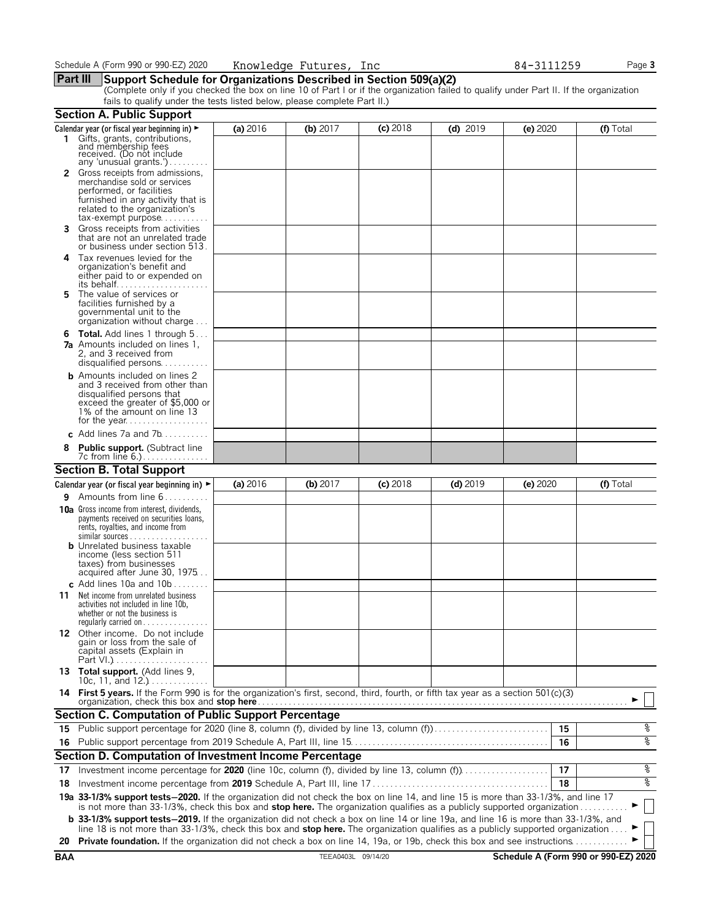Schedule A (Form 990 or 990-EZ) 2020 Knowledge Futures, Inc 84-3111259

## Part III Support Schedule for Organizations Described in Section 509(a)(2)

(Complete only if you checked the box on line 10 of Part I or if the organization failed to qualify under Part II. If the organization fails to qualify under the tests listed below, please complete Part II.)

### Section A. Public Support

| Calendar year (or fiscal year beginning in) ► | (a) 2016 | (b) 2017 | (c) 2018 | (d) 2019 | (e) 2020 | (f) Total |
|---|---|---|---|---|---|---|
| **1** Gifts, grants, contributions, and membership fees received. (Do not include any 'unusual grants.') | | | | | | |
| **2** Gross receipts from admissions, merchandise sold or services performed, or facilities furnished in any activity that is related to the organization's tax-exempt purpose | | | | | | |
| **3** Gross receipts from activities that are not an unrelated trade or business under section 513 | | | | | | |
| **4** Tax revenues levied for the organization's benefit and either paid to or expended on its behalf | | | | | | |
| **5** The value of services or facilities furnished by a governmental unit to the organization without charge | | | | | | |
| **6 Total.** Add lines 1 through 5 | | | | | | |
| **7a** Amounts included on lines 1, 2, and 3 received from disqualified persons | | | | | | |
| **b** Amounts included on lines 2 and 3 received from other than disqualified persons that exceed the greater of $5,000 or 1% of the amount on line 13 for the year | | | | | | |
| **c** Add lines 7a and 7b | | | | | | |
| **8 Public support.** (Subtract line 7c from line 6.) | | | | | | |

### Section B. Total Support

| Calendar year (or fiscal year beginning in) ► | (a) 2016 | (b) 2017 | (c) 2018 | (d) 2019 | (e) 2020 | (f) Total |
|---|---|---|---|---|---|---|
| **9** Amounts from line 6 | | | | | | |
| **10a** Gross income from interest, dividends, payments received on securities loans, rents, royalties, and income from similar sources | | | | | | |
| **b** Unrelated business taxable income (less section 511 taxes) from businesses acquired after June 30, 1975 | | | | | | |
| **c** Add lines 10a and 10b | | | | | | |
| **11** Net income from unrelated business activities not included in line 10b, whether or not the business is regularly carried on | | | | | | |
| **12** Other income. Do not include gain or loss from the sale of capital assets (Explain in Part VI.) | | | | | | |
| **13 Total support.** (Add lines 9, 10c, 11, and 12.) | | | | | | |

**14 First 5 years.** If the Form 990 is for the organization's first, second, third, fourth, or fifth tax year as a section 501(c)(3) organization, check this box and **stop here** ► ☐

### Section C. Computation of Public Support Percentage

| | | | |
|---|---|---|---|
| **15** | Public support percentage for 2020 (line 8, column (f), divided by line 13, column (f)) | 15 | % |
| **16** | Public support percentage from 2019 Schedule A, Part III, line 15 | 16 | % |

### Section D. Computation of Investment Income Percentage

| | | | |
|---|---|---|---|
| **17** | Investment income percentage for **2020** (line 10c, column (f), divided by line 13, column (f)) | 17 | % |
| **18** | Investment income percentage from **2019** Schedule A, Part III, line 17 | 18 | % |

**19a 33-1/3% support tests–2020.** If the organization did not check the box on line 14, and line 15 is more than 33-1/3%, and line 17 is not more than 33-1/3%, check this box and **stop here.** The organization qualifies as a publicly supported organization ► ☐

**b 33-1/3% support tests–2019.** If the organization did not check a box on line 14 or line 19a, and line 16 is more than 33-1/3%, and line 18 is not more than 33-1/3%, check this box and **stop here.** The organization qualifies as a publicly supported organization ► ☐

**20 Private foundation.** If the organization did not check a box on line 14, 19a, or 19b, check this box and see instructions ► ☐

BAA TEEA0403L 09/14/20 **Schedule A (Form 990 or 990-EZ) 2020**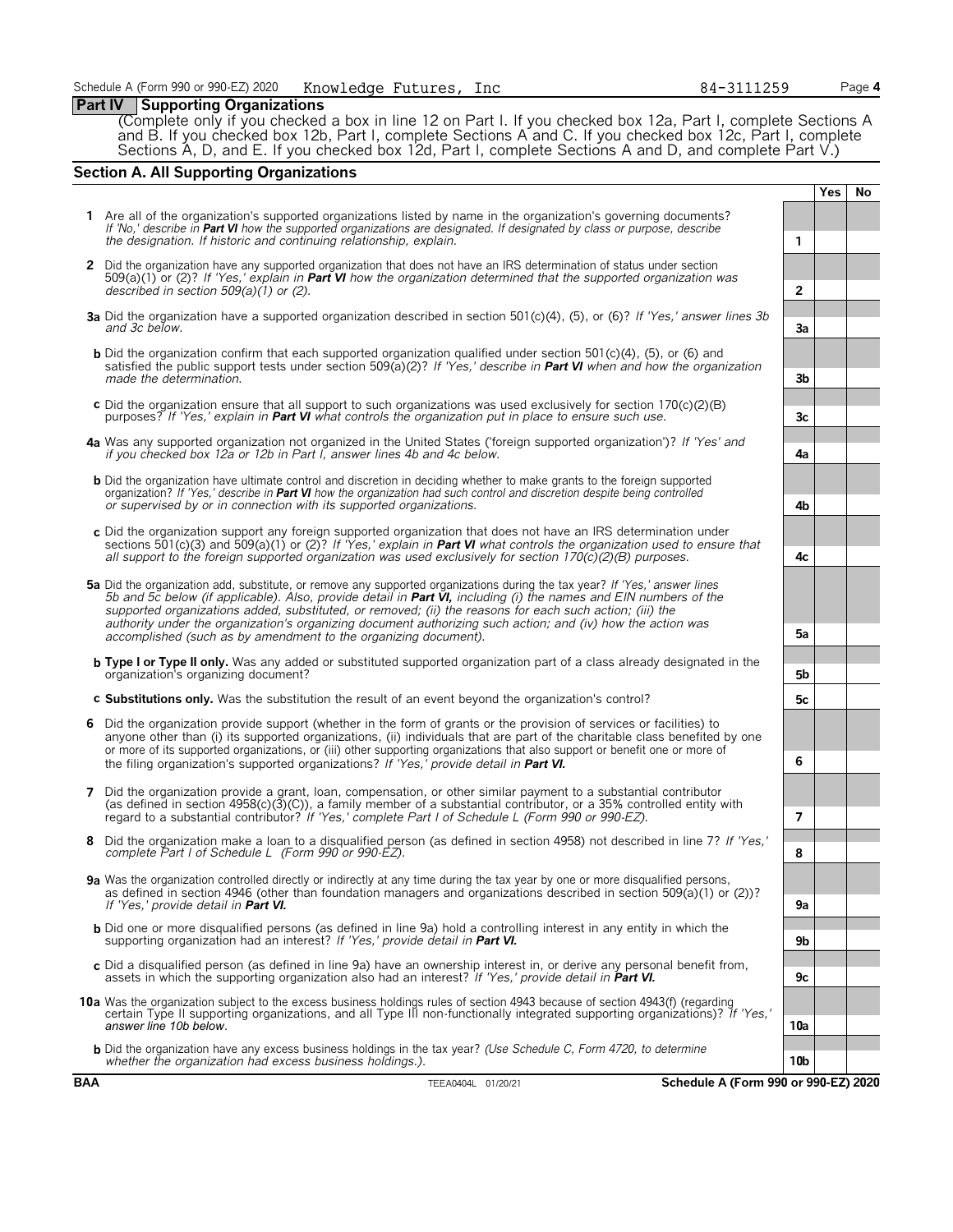Schedule A (Form 990 or 990-EZ) 2020 Knowledge Futures, Inc 84-3111259 Page **4**

## Part IV Supporting Organizations

(Complete only if you checked a box in line 12 on Part I. If you checked box 12a, Part I, complete Sections A and B. If you checked box 12b, Part I, complete Sections A and C. If you checked box 12c, Part I, complete Sections A, D, and E. If you checked box 12d, Part I, complete Sections A and D, and complete Part V.)

### Section A. All Supporting Organizations

| | | | Yes | No |
|---|---|---|---|---|
| **1** | Are all of the organization's supported organizations listed by name in the organization's governing documents? *If 'No,' describe in **Part VI** how the supported organizations are designated. If designated by class or purpose, describe the designation. If historic and continuing relationship, explain.* | **1** | | |
| **2** | Did the organization have any supported organization that does not have an IRS determination of status under section 509(a)(1) or (2)? *If 'Yes,' explain in **Part VI** how the organization determined that the supported organization was described in section 509(a)(1) or (2).* | **2** | | |
| **3a** | Did the organization have a supported organization described in section 501(c)(4), (5), or (6)? *If 'Yes,' answer lines 3b and 3c below.* | **3a** | | |
| **b** | Did the organization confirm that each supported organization qualified under section 501(c)(4), (5), or (6) and satisfied the public support tests under section 509(a)(2)? *If 'Yes,' describe in **Part VI** when and how the organization made the determination.* | **3b** | | |
| **c** | Did the organization ensure that all support to such organizations was used exclusively for section 170(c)(2)(B) purposes? *If 'Yes,' explain in **Part VI** what controls the organization put in place to ensure such use.* | **3c** | | |
| **4a** | Was any supported organization not organized in the United States ('foreign supported organization')? *If 'Yes' and if you checked box 12a or 12b in Part I, answer lines 4b and 4c below.* | **4a** | | |
| **b** | Did the organization have ultimate control and discretion in deciding whether to make grants to the foreign supported organization? *If 'Yes,' describe in **Part VI** how the organization had such control and discretion despite being controlled or supervised by or in connection with its supported organizations.* | **4b** | | |
| **c** | Did the organization support any foreign supported organization that does not have an IRS determination under sections 501(c)(3) and 509(a)(1) or (2)? *If 'Yes,' explain in **Part VI** what controls the organization used to ensure that all support to the foreign supported organization was used exclusively for section 170(c)(2)(B) purposes.* | **4c** | | |
| **5a** | Did the organization add, substitute, or remove any supported organizations during the tax year? *If 'Yes,' answer lines 5b and 5c below (if applicable). Also, provide detail in **Part VI,** including (i) the names and EIN numbers of the supported organizations added, substituted, or removed; (ii) the reasons for each such action; (iii) the authority under the organization's organizing document authorizing such action; and (iv) how the action was accomplished (such as by amendment to the organizing document).* | **5a** | | |
| **b** | **Type I or Type II only.** Was any added or substituted supported organization part of a class already designated in the organization's organizing document? | **5b** | | |
| **c** | **Substitutions only.** Was the substitution the result of an event beyond the organization's control? | **5c** | | |
| **6** | Did the organization provide support (whether in the form of grants or the provision of services or facilities) to anyone other than (i) its supported organizations, (ii) individuals that are part of the charitable class benefited by one or more of its supported organizations, or (iii) other supporting organizations that also support or benefit one or more of the filing organization's supported organizations? *If 'Yes,' provide detail in **Part VI.*** | **6** | | |
| **7** | Did the organization provide a grant, loan, compensation, or other similar payment to a substantial contributor (as defined in section 4958(c)(3)(C)), a family member of a substantial contributor, or a 35% controlled entity with regard to a substantial contributor? *If 'Yes,' complete Part I of Schedule L (Form 990 or 990-EZ).* | **7** | | |
| **8** | Did the organization make a loan to a disqualified person (as defined in section 4958) not described in line 7? *If 'Yes,' complete Part I of Schedule L (Form 990 or 990-EZ).* | **8** | | |
| **9a** | Was the organization controlled directly or indirectly at any time during the tax year by one or more disqualified persons, as defined in section 4946 (other than foundation managers and organizations described in section 509(a)(1) or (2))? *If 'Yes,' provide detail in **Part VI.*** | **9a** | | |
| **b** | Did one or more disqualified persons (as defined in line 9a) hold a controlling interest in any entity in which the supporting organization had an interest? *If 'Yes,' provide detail in **Part VI.*** | **9b** | | |
| **c** | Did a disqualified person (as defined in line 9a) have an ownership interest in, or derive any personal benefit from, assets in which the supporting organization also had an interest? *If 'Yes,' provide detail in **Part VI.*** | **9c** | | |
| **10a** | Was the organization subject to the excess business holdings rules of section 4943 because of section 4943(f) (regarding certain Type II supporting organizations, and all Type III non-functionally integrated supporting organizations)? *If 'Yes,' answer line 10b below.* | **10a** | | |
| **b** | Did the organization have any excess business holdings in the tax year? *(Use Schedule C, Form 4720, to determine whether the organization had excess business holdings.).* | **10b** | | |

**BAA** TEEA0404L 01/20/21 **Schedule A (Form 990 or 990-EZ) 2020**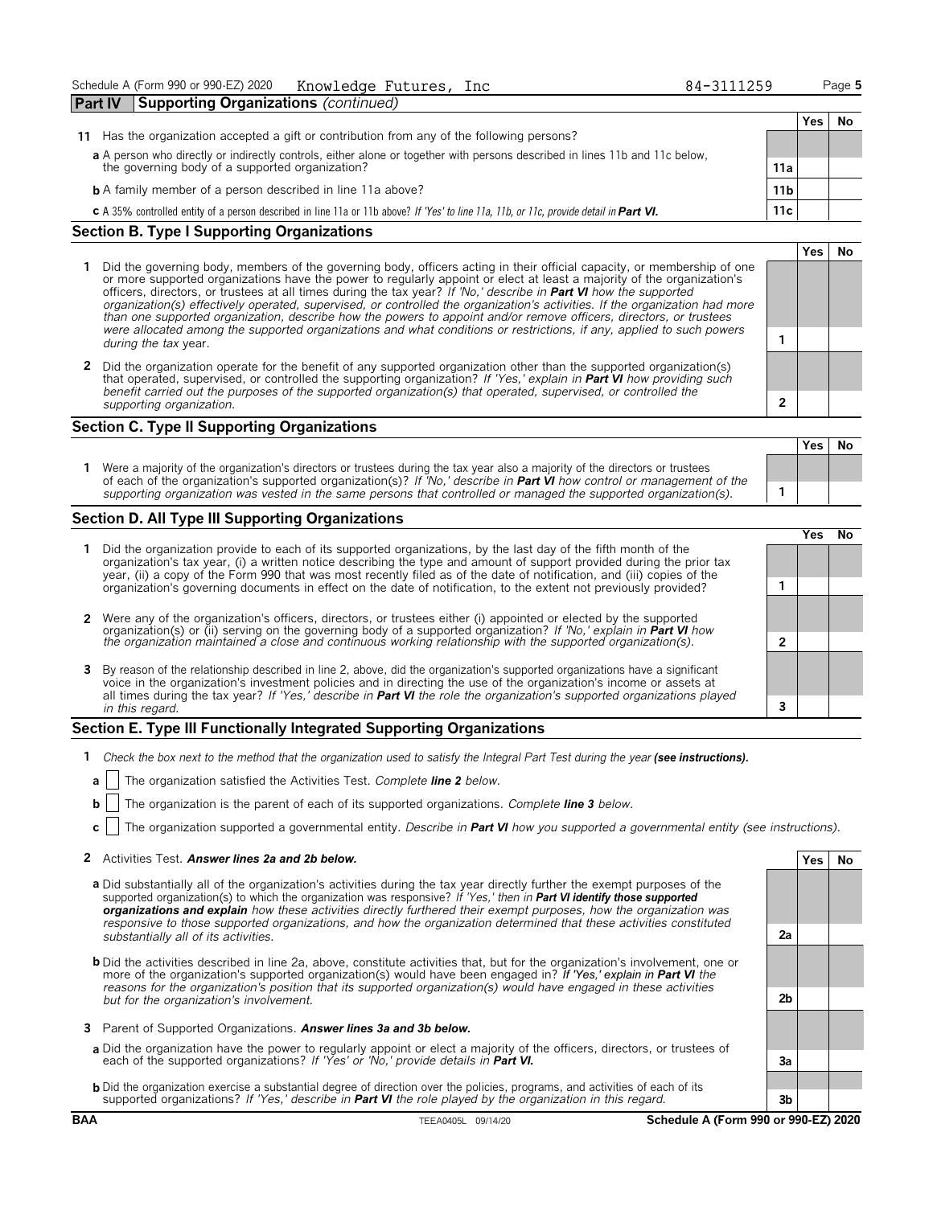Schedule A (Form 990 or 990-EZ) 2020 Knowledge Futures, Inc 84-3111259

**Part IV Supporting Organizations** *(continued)*

| | | | Yes | No |
|---|---|---|---|---|
| **11** | Has the organization accepted a gift or contribution from any of the following persons? | | | |
| **a** | A person who directly or indirectly controls, either alone or together with persons described in lines 11b and 11c below, the governing body of a supported organization? | **11a** | | |
| **b** | A family member of a person described in line 11a above? | **11b** | | |
| **c** | A 35% controlled entity of a person described in line 11a or 11b above? *If 'Yes' to line 11a, 11b, or 11c, provide detail in **Part VI.*** | **11c** | | |

## Section B. Type I Supporting Organizations

| | | | Yes | No |
|---|---|---|---|---|
| **1** | Did the governing body, members of the governing body, officers acting in their official capacity, or membership of one or more supported organizations have the power to regularly appoint or elect at least a majority of the organization's officers, directors, or trustees at all times during the tax year? *If 'No,' describe in **Part VI** how the supported organization(s) effectively operated, supervised, or controlled the organization's activities. If the organization had more than one supported organization, describe how the powers to appoint and/or remove officers, directors, or trustees were allocated among the supported organizations and what conditions or restrictions, if any, applied to such powers during the tax* year. | **1** | | |
| **2** | Did the organization operate for the benefit of any supported organization other than the supported organization(s) that operated, supervised, or controlled the supporting organization? *If 'Yes,' explain in **Part VI** how providing such benefit carried out the purposes of the supported organization(s) that operated, supervised, or controlled the supporting organization.* | **2** | | |

## Section C. Type II Supporting Organizations

| | | | Yes | No |
|---|---|---|---|---|
| **1** | Were a majority of the organization's directors or trustees during the tax year also a majority of the directors or trustees of each of the organization's supported organization(s)? *If 'No,' describe in **Part VI** how control or management of the supporting organization was vested in the same persons that controlled or managed the supported organization(s).* | **1** | | |

## Section D. All Type III Supporting Organizations

| | | | Yes | No |
|---|---|---|---|---|
| **1** | Did the organization provide to each of its supported organizations, by the last day of the fifth month of the organization's tax year, (i) a written notice describing the type and amount of support provided during the prior tax year, (ii) a copy of the Form 990 that was most recently filed as of the date of notification, and (iii) copies of the organization's governing documents in effect on the date of notification, to the extent not previously provided? | **1** | | |
| **2** | Were any of the organization's officers, directors, or trustees either (i) appointed or elected by the supported organization(s) or (ii) serving on the governing body of a supported organization? *If 'No,' explain in **Part VI** how the organization maintained a close and continuous working relationship with the supported organization(s).* | **2** | | |
| **3** | By reason of the relationship described in line 2, above, did the organization's supported organizations have a significant voice in the organization's investment policies and in directing the use of the organization's income or assets at all times during the tax year? *If 'Yes,' describe in **Part VI** the role the organization's supported organizations played in this regard.* | **3** | | |

## Section E. Type III Functionally Integrated Supporting Organizations

**1** *Check the box next to the method that the organization used to satisfy the Integral Part Test during the year **(see instructions).***

**a** ☐ The organization satisfied the Activities Test. *Complete **line 2** below.*

**b** ☐ The organization is the parent of each of its supported organizations. *Complete **line 3** below.*

**c** ☐ The organization supported a governmental entity. *Describe in **Part VI** how you supported a governmental entity (see instructions).*

| | | | Yes | No |
|---|---|---|---|---|
| **2** | Activities Test. ***Answer lines 2a and 2b below.*** | | | |
| **a** | Did substantially all of the organization's activities during the tax year directly further the exempt purposes of the supported organization(s) to which the organization was responsive? *If 'Yes,' then in **Part VI identify those supported organizations and explain** how these activities directly furthered their exempt purposes, how the organization was responsive to those supported organizations, and how the organization determined that these activities constituted substantially all of its activities.* | **2a** | | |
| **b** | Did the activities described in line 2a, above, constitute activities that, but for the organization's involvement, one or more of the organization's supported organization(s) would have been engaged in? *If 'Yes,' explain in **Part VI** the reasons for the organization's position that its supported organization(s) would have engaged in these activities but for the organization's involvement.* | **2b** | | |
| **3** | Parent of Supported Organizations. ***Answer lines 3a and 3b below.*** | | | |
| **a** | Did the organization have the power to regularly appoint or elect a majority of the officers, directors, or trustees of each of the supported organizations? *If 'Yes' or 'No,' provide details in **Part VI.*** | **3a** | | |
| **b** | Did the organization exercise a substantial degree of direction over the policies, programs, and activities of each of its supported organizations? *If 'Yes,' describe in **Part VI** the role played by the organization in this regard.* | **3b** | | |

BAA TEEA0405L 09/14/20 Schedule A (Form 990 or 990-EZ) 2020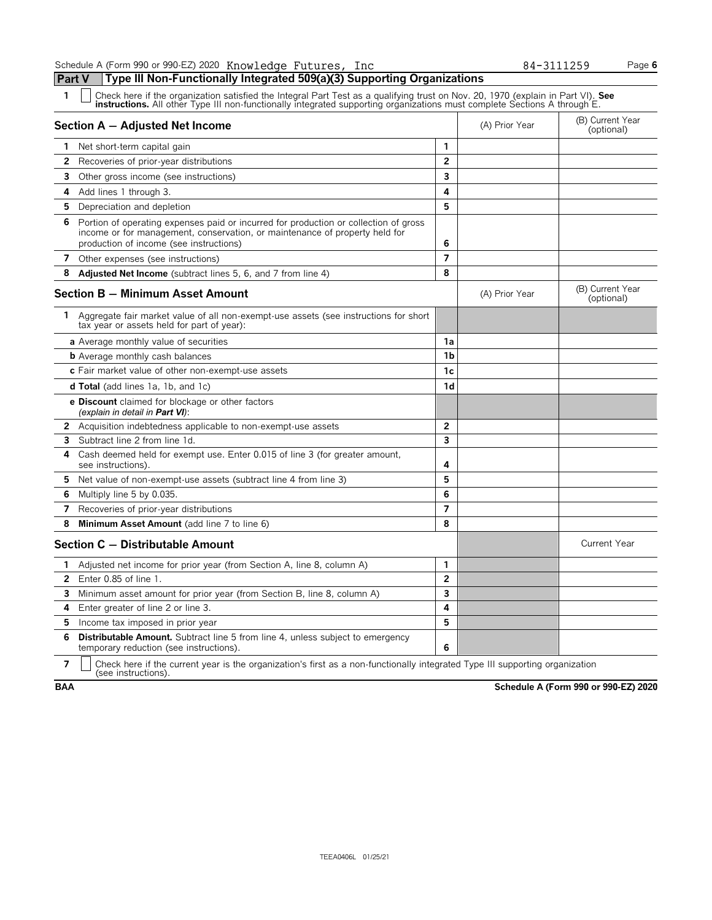Schedule A (Form 990 or 990-EZ) 2020 Knowledge Futures, Inc 84-3111259

## Part V Type III Non-Functionally Integrated 509(a)(3) Supporting Organizations

**1** ☐ Check here if the organization satisfied the Integral Part Test as a qualifying trust on Nov. 20, 1970 (explain in Part VI). **See instructions.** All other Type III non-functionally integrated supporting organizations must complete Sections A through E.

| **Section A — Adjusted Net Income** | | (A) Prior Year | (B) Current Year (optional) |
|---|---|---|---|
| **1** Net short-term capital gain | 1 | | |
| **2** Recoveries of prior-year distributions | 2 | | |
| **3** Other gross income (see instructions) | 3 | | |
| **4** Add lines 1 through 3. | 4 | | |
| **5** Depreciation and depletion | 5 | | |
| **6** Portion of operating expenses paid or incurred for production or collection of gross income or for management, conservation, or maintenance of property held for production of income (see instructions) | 6 | | |
| **7** Other expenses (see instructions) | 7 | | |
| **8** **Adjusted Net Income** (subtract lines 5, 6, and 7 from line 4) | 8 | | |

| **Section B — Minimum Asset Amount** | | (A) Prior Year | (B) Current Year (optional) |
|---|---|---|---|
| **1** Aggregate fair market value of all non-exempt-use assets (see instructions for short tax year or assets held for part of year): | | | |
| **a** Average monthly value of securities | 1a | | |
| **b** Average monthly cash balances | 1b | | |
| **c** Fair market value of other non-exempt-use assets | 1c | | |
| **d Total** (add lines 1a, 1b, and 1c) | 1d | | |
| **e Discount** claimed for blockage or other factors *(explain in detail in **Part VI**)*: | | | |
| **2** Acquisition indebtedness applicable to non-exempt-use assets | 2 | | |
| **3** Subtract line 2 from line 1d. | 3 | | |
| **4** Cash deemed held for exempt use. Enter 0.015 of line 3 (for greater amount, see instructions). | 4 | | |
| **5** Net value of non-exempt-use assets (subtract line 4 from line 3) | 5 | | |
| **6** Multiply line 5 by 0.035. | 6 | | |
| **7** Recoveries of prior-year distributions | 7 | | |
| **8** **Minimum Asset Amount** (add line 7 to line 6) | 8 | | |

| **Section C — Distributable Amount** | | | Current Year |
|---|---|---|---|
| **1** Adjusted net income for prior year (from Section A, line 8, column A) | 1 | | |
| **2** Enter 0.85 of line 1. | 2 | | |
| **3** Minimum asset amount for prior year (from Section B, line 8, column A) | 3 | | |
| **4** Enter greater of line 2 or line 3. | 4 | | |
| **5** Income tax imposed in prior year | 5 | | |
| **6** **Distributable Amount.** Subtract line 5 from line 4, unless subject to emergency temporary reduction (see instructions). | 6 | | |

**7** ☐ Check here if the current year is the organization's first as a non-functionally integrated Type III supporting organization (see instructions).

**BAA** **Schedule A (Form 990 or 990-EZ) 2020**

TEEA0406L 01/25/21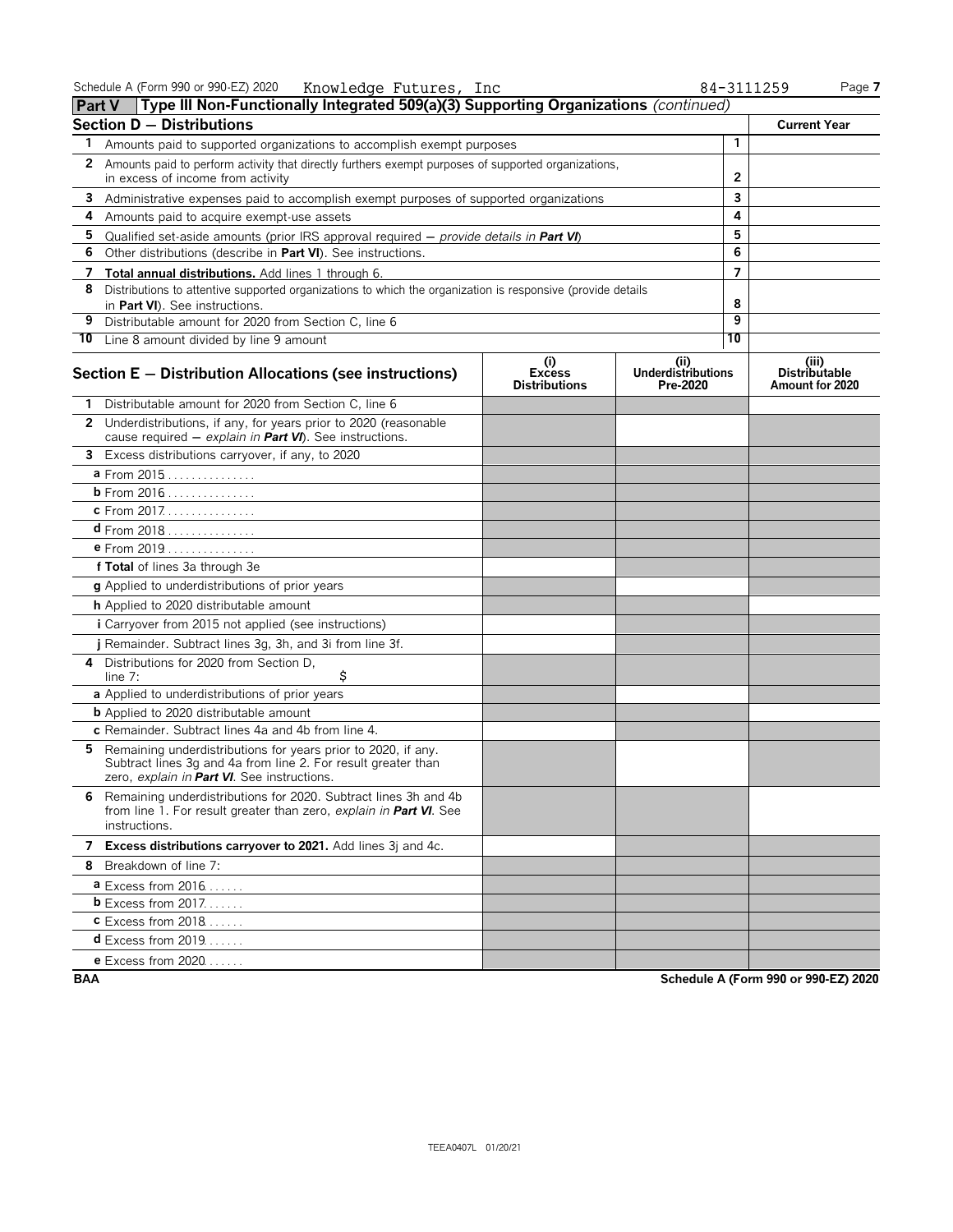Schedule A (Form 990 or 990-EZ) 2020 Knowledge Futures, Inc 84-3111259

## Part V Type III Non-Functionally Integrated 509(a)(3) Supporting Organizations *(continued)*

| Section D — Distributions | | Current Year |
|---|---|---|
| **1** Amounts paid to supported organizations to accomplish exempt purposes | 1 | |
| **2** Amounts paid to perform activity that directly furthers exempt purposes of supported organizations, in excess of income from activity | 2 | |
| **3** Administrative expenses paid to accomplish exempt purposes of supported organizations | 3 | |
| **4** Amounts paid to acquire exempt-use assets | 4 | |
| **5** Qualified set-aside amounts (prior IRS approval required — *provide details in **Part VI***) | 5 | |
| **6** Other distributions (describe in **Part VI**). See instructions. | 6 | |
| **7** **Total annual distributions.** Add lines 1 through 6. | 7 | |
| **8** Distributions to attentive supported organizations to which the organization is responsive (provide details in **Part VI**). See instructions. | 8 | |
| **9** Distributable amount for 2020 from Section C, line 6 | 9 | |
| **10** Line 8 amount divided by line 9 amount | 10 | |

| Section E — Distribution Allocations (see instructions) | (i) Excess Distributions | (ii) Underdistributions Pre-2020 | (iii) Distributable Amount for 2020 |
|---|---|---|---|
| **1** Distributable amount for 2020 from Section C, line 6 | | | |
| **2** Underdistributions, if any, for years prior to 2020 (reasonable cause required — *explain in **Part VI***). See instructions. | | | |
| **3** Excess distributions carryover, if any, to 2020 | | | |
| **a** From 2015 | | | |
| **b** From 2016 | | | |
| **c** From 2017 | | | |
| **d** From 2018 | | | |
| **e** From 2019 | | | |
| **f Total** of lines 3a through 3e | | | |
| **g** Applied to underdistributions of prior years | | | |
| **h** Applied to 2020 distributable amount | | | |
| **i** Carryover from 2015 not applied (see instructions) | | | |
| **j** Remainder. Subtract lines 3g, 3h, and 3i from line 3f. | | | |
| **4** Distributions for 2020 from Section D, line 7: $ | | | |
| **a** Applied to underdistributions of prior years | | | |
| **b** Applied to 2020 distributable amount | | | |
| **c** Remainder. Subtract lines 4a and 4b from line 4. | | | |
| **5** Remaining underdistributions for years prior to 2020, if any. Subtract lines 3g and 4a from line 2. For result greater than zero, *explain in **Part VI***. See instructions. | | | |
| **6** Remaining underdistributions for 2020. Subtract lines 3h and 4b from line 1. For result greater than zero, *explain in **Part VI***. See instructions. | | | |
| **7** **Excess distributions carryover to 2021.** Add lines 3j and 4c. | | | |
| **8** Breakdown of line 7: | | | |
| **a** Excess from 2016 | | | |
| **b** Excess from 2017 | | | |
| **c** Excess from 2018 | | | |
| **d** Excess from 2019 | | | |
| **e** Excess from 2020 | | | |

BAA Schedule A (Form 990 or 990-EZ) 2020

TEEA0407L 01/20/21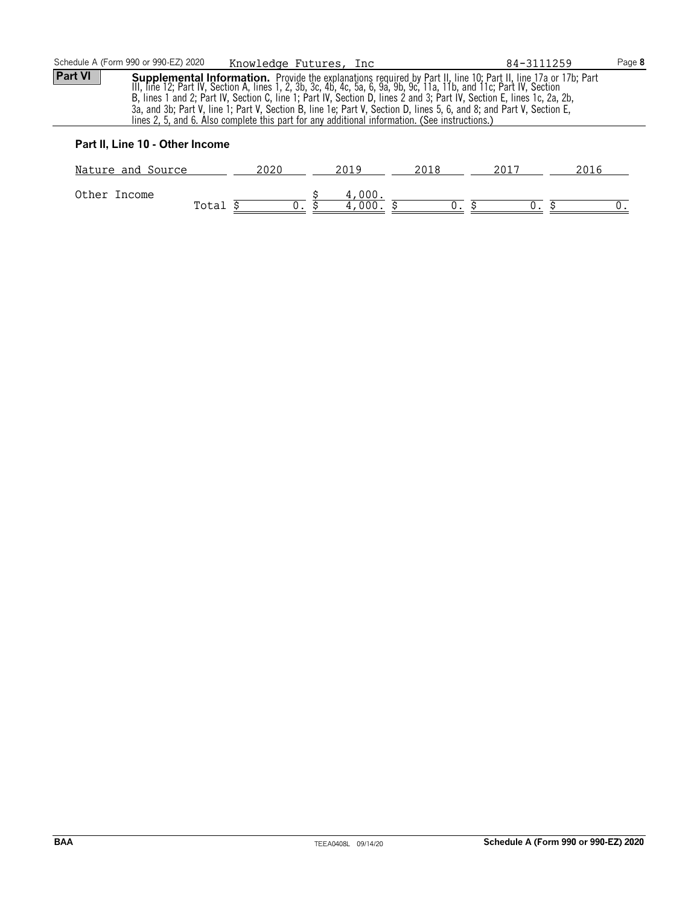Schedule A (Form 990 or 990-EZ) 2020 Knowledge Futures, Inc 84-3111259 Page **8**

**Part VI** **Supplemental Information.** Provide the explanations required by Part II, line 10; Part II, line 17a or 17b; Part III, line 12; Part IV, Section A, lines 1, 2, 3b, 3c, 4b, 4c, 5a, 6, 9a, 9b, 9c, 11a, 11b, and 11c; Part IV, Section B, lines 1 and 2; Part IV, Section C, line 1; Part IV, Section D, lines 2 and 3; Part IV, Section E, lines 1c, 2a, 2b, 3a, and 3b; Part V, line 1; Part V, Section B, line 1e; Part V, Section D, lines 5, 6, and 8; and Part V, Section E, lines 2, 5, and 6. Also complete this part for any additional information. (See instructions.)

### Part II, Line 10 - Other Income

| Nature and Source | 2020 | 2019 | 2018 | 2017 | 2016 |
|---|---|---|---|---|---|
| Other Income | | $ 4,000. | | | |
| Total | $ 0. | $ 4,000. | $ 0. | $ 0. | $ 0. |

BAA TEEA0408L 09/14/20 Schedule A (Form 990 or 990-EZ) 2020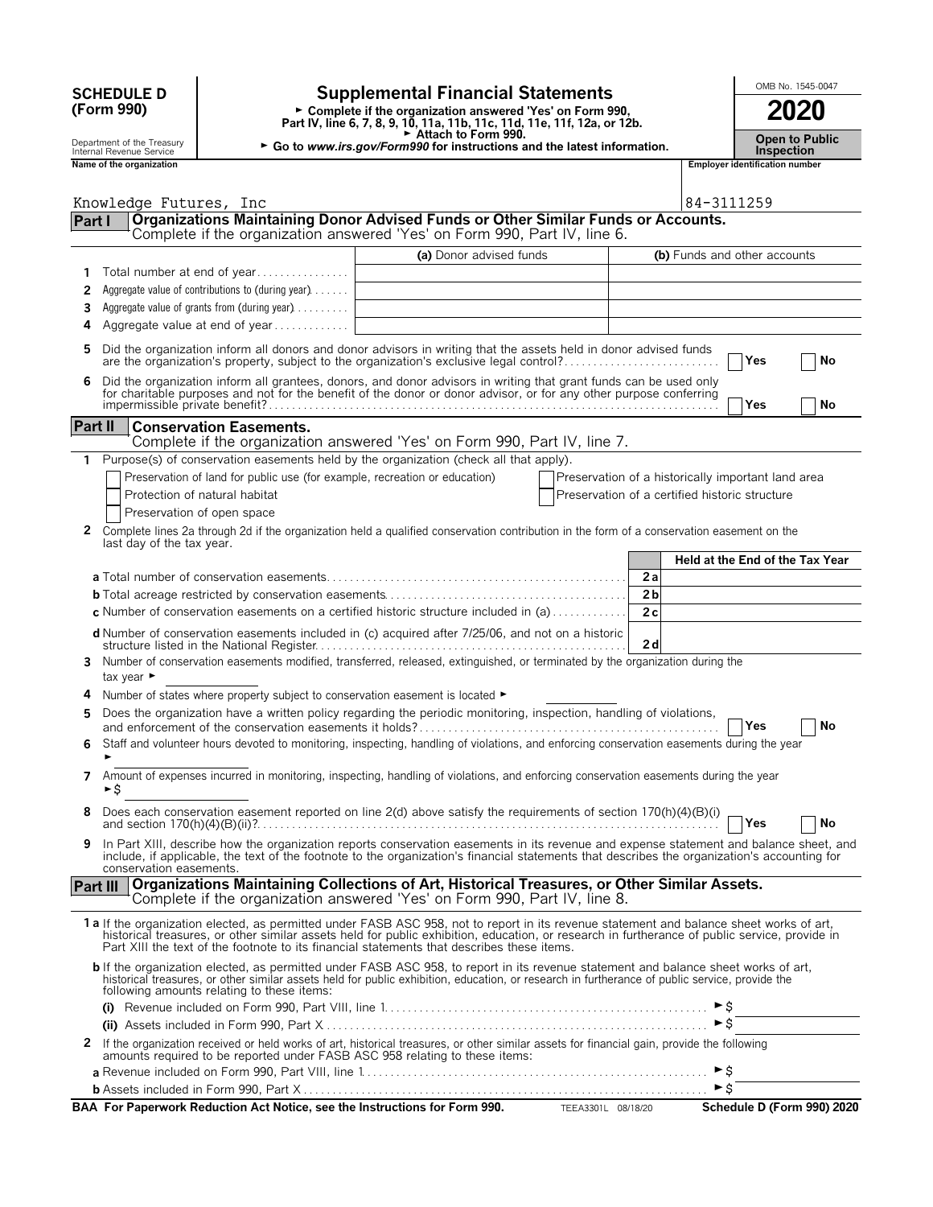**SCHEDULE D (Form 990)**

Department of the Treasury
Internal Revenue Service

# Supplemental Financial Statements

► Complete if the organization answered 'Yes' on Form 990, Part IV, line 6, 7, 8, 9, 10, 11a, 11b, 11c, 11d, 11e, 11f, 12a, or 12b.
► Attach to Form 990.
► Go to *www.irs.gov/Form990* for instructions and the latest information.

OMB No. 1545-0047

**2020**

**Open to Public Inspection**

| Name of the organization | Employer identification number |
|---|---|
| Knowledge Futures, Inc | 84-3111259 |

## Part I — Organizations Maintaining Donor Advised Funds or Other Similar Funds or Accounts.
Complete if the organization answered 'Yes' on Form 990, Part IV, line 6.

| | | (a) Donor advised funds | (b) Funds and other accounts |
|---|---|---|---|
| 1 | Total number at end of year | | |
| 2 | Aggregate value of contributions to (during year) | | |
| 3 | Aggregate value of grants from (during year) | | |
| 4 | Aggregate value at end of year | | |

5 Did the organization inform all donors and donor advisors in writing that the assets held in donor advised funds are the organization's property, subject to the organization's exclusive legal control? ☐ Yes ☐ No

6 Did the organization inform all grantees, donors, and donor advisors in writing that grant funds can be used only for charitable purposes and not for the benefit of the donor or donor advisor, or for any other purpose conferring impermissible private benefit? ☐ Yes ☐ No

## Part II — Conservation Easements.
Complete if the organization answered 'Yes' on Form 990, Part IV, line 7.

1 Purpose(s) of conservation easements held by the organization (check all that apply).

- ☐ Preservation of land for public use (for example, recreation or education)
- ☐ Protection of natural habitat
- ☐ Preservation of open space
- ☐ Preservation of a historically important land area
- ☐ Preservation of a certified historic structure

2 Complete lines 2a through 2d if the organization held a qualified conservation contribution in the form of a conservation easement on the last day of the tax year.

| | | Held at the End of the Tax Year |
|---|---|---|
| **a** Total number of conservation easements | 2a | |
| **b** Total acreage restricted by conservation easements | 2b | |
| **c** Number of conservation easements on a certified historic structure included in (a) | 2c | |
| **d** Number of conservation easements included in (c) acquired after 7/25/06, and not on a historic structure listed in the National Register | 2d | |

3 Number of conservation easements modified, transferred, released, extinguished, or terminated by the organization during the tax year ►

4 Number of states where property subject to conservation easement is located ►

5 Does the organization have a written policy regarding the periodic monitoring, inspection, handling of violations, and enforcement of the conservation easements it holds? ☐ Yes ☐ No

6 Staff and volunteer hours devoted to monitoring, inspecting, handling of violations, and enforcing conservation easements during the year ►

7 Amount of expenses incurred in monitoring, inspecting, handling of violations, and enforcing conservation easements during the year ►$

8 Does each conservation easement reported on line 2(d) above satisfy the requirements of section 170(h)(4)(B)(i) and section 170(h)(4)(B)(ii)? ☐ Yes ☐ No

9 In Part XIII, describe how the organization reports conservation easements in its revenue and expense statement and balance sheet, and include, if applicable, the text of the footnote to the organization's financial statements that describes the organization's accounting for conservation easements.

## Part III — Organizations Maintaining Collections of Art, Historical Treasures, or Other Similar Assets.
Complete if the organization answered 'Yes' on Form 990, Part IV, line 8.

**1a** If the organization elected, as permitted under FASB ASC 958, not to report in its revenue statement and balance sheet works of art, historical treasures, or other similar assets held for public exhibition, education, or research in furtherance of public service, provide in Part XIII the text of the footnote to its financial statements that describes these items.

**b** If the organization elected, as permitted under FASB ASC 958, to report in its revenue statement and balance sheet works of art, historical treasures, or other similar assets held for public exhibition, education, or research in furtherance of public service, provide the following amounts relating to these items:

**(i)** Revenue included on Form 990, Part VIII, line 1 ►$

**(ii)** Assets included in Form 990, Part X ►$

**2** If the organization received or held works of art, historical treasures, or other similar assets for financial gain, provide the following amounts required to be reported under FASB ASC 958 relating to these items:

**a** Revenue included on Form 990, Part VIII, line 1 ►$

**b** Assets included in Form 990, Part X ►$

**BAA For Paperwork Reduction Act Notice, see the Instructions for Form 990.** TEEA3301L 08/18/20 **Schedule D (Form 990) 2020**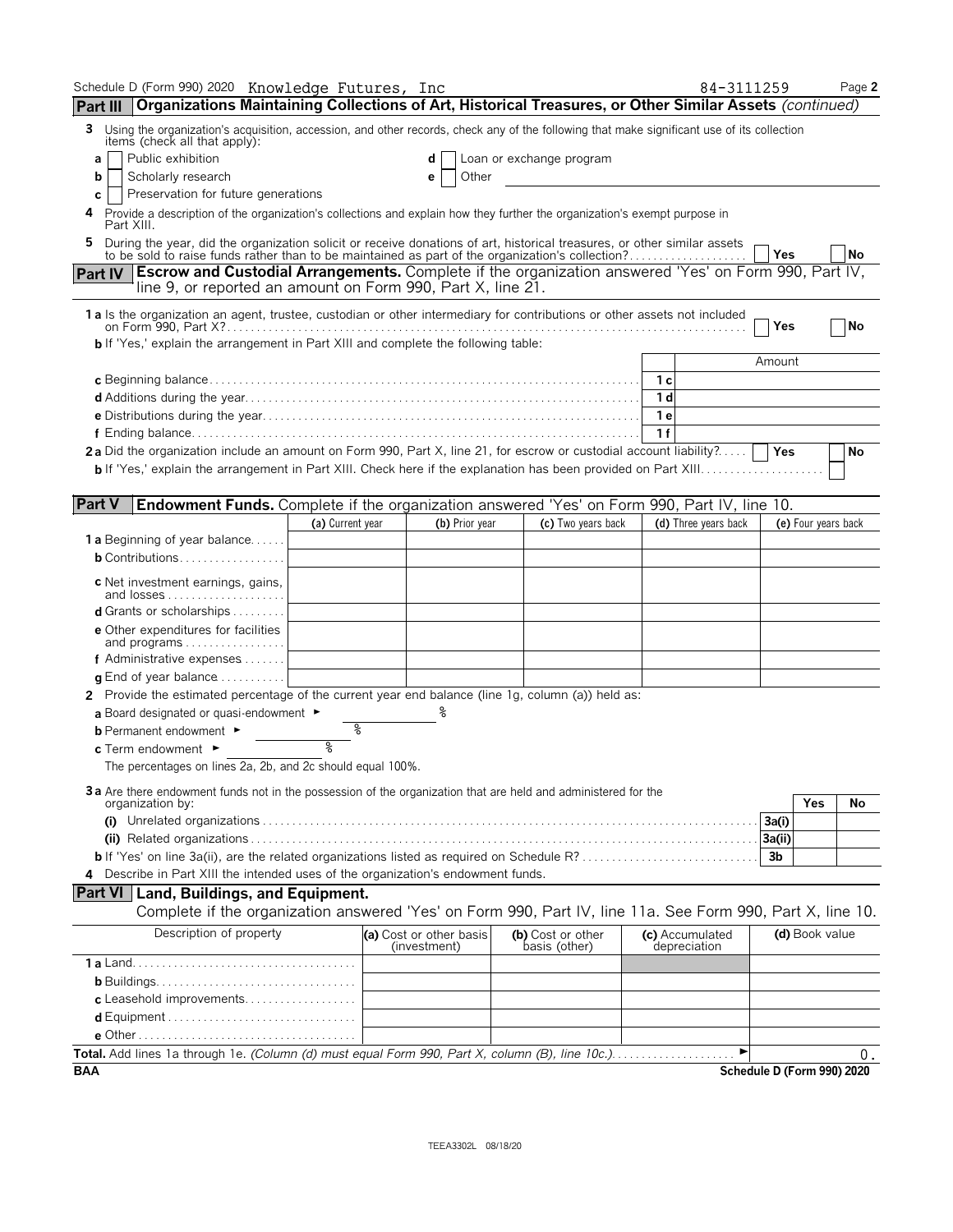Schedule D (Form 990) 2020 Knowledge Futures, Inc 84-3111259

## Part III Organizations Maintaining Collections of Art, Historical Treasures, or Other Similar Assets *(continued)*

**3** Using the organization's acquisition, accession, and other records, check any of the following that make significant use of its collection items (check all that apply):

- **a** ☐ Public exhibition
- **b** ☐ Scholarly research
- **c** ☐ Preservation for future generations
- **d** ☐ Loan or exchange program
- **e** ☐ Other

**4** Provide a description of the organization's collections and explain how they further the organization's exempt purpose in Part XIII.

**5** During the year, did the organization solicit or receive donations of art, historical treasures, or other similar assets to be sold to raise funds rather than to be maintained as part of the organization's collection? ☐ Yes ☐ No

## Part IV Escrow and Custodial Arrangements. 
Complete if the organization answered 'Yes' on Form 990, Part IV, line 9, or reported an amount on Form 990, Part X, line 21.

**1a** Is the organization an agent, trustee, custodian or other intermediary for contributions or other assets not included on Form 990, Part X? ☐ Yes ☐ No

**b** If 'Yes,' explain the arrangement in Part XIII and complete the following table:

| | | Amount |
|---|---|---|
| **c** Beginning balance | 1c | |
| **d** Additions during the year | 1d | |
| **e** Distributions during the year | 1e | |
| **f** Ending balance | 1f | |

**2a** Did the organization include an amount on Form 990, Part X, line 21, for escrow or custodial account liability? ☐ Yes ☐ No

**b** If 'Yes,' explain the arrangement in Part XIII. Check here if the explanation has been provided on Part XIII ☐

## Part V Endowment Funds. 
Complete if the organization answered 'Yes' on Form 990, Part IV, line 10.

| | (a) Current year | (b) Prior year | (c) Two years back | (d) Three years back | (e) Four years back |
|---|---|---|---|---|---|
| **1a** Beginning of year balance | | | | | |
| **b** Contributions | | | | | |
| **c** Net investment earnings, gains, and losses | | | | | |
| **d** Grants or scholarships | | | | | |
| **e** Other expenditures for facilities and programs | | | | | |
| **f** Administrative expenses | | | | | |
| **g** End of year balance | | | | | |

**2** Provide the estimated percentage of the current year end balance (line 1g, column (a)) held as:

- **a** Board designated or quasi-endowment ► %
- **b** Permanent endowment ► %
- **c** Term endowment ► %

The percentages on lines 2a, 2b, and 2c should equal 100%.

**3a** Are there endowment funds not in the possession of the organization that are held and administered for the organization by:

| | | Yes | No |
|---|---|---|---|
| **(i)** Unrelated organizations | 3a(i) | | |
| **(ii)** Related organizations | 3a(ii) | | |
| **b** If 'Yes' on line 3a(ii), are the related organizations listed as required on Schedule R? | 3b | | |

**4** Describe in Part XIII the intended uses of the organization's endowment funds.

## Part VI Land, Buildings, and Equipment.
Complete if the organization answered 'Yes' on Form 990, Part IV, line 11a. See Form 990, Part X, line 10.

| Description of property | (a) Cost or other basis (investment) | (b) Cost or other basis (other) | (c) Accumulated depreciation | (d) Book value |
|---|---|---|---|---|
| **1a** Land | | | | |
| **b** Buildings | | | | |
| **c** Leasehold improvements | | | | |
| **d** Equipment | | | | |
| **e** Other | | | | |

**Total.** Add lines 1a through 1e. *(Column (d) must equal Form 990, Part X, column (B), line 10c.)* ► 0.

BAA Schedule D (Form 990) 2020

TEEA3302L 08/18/20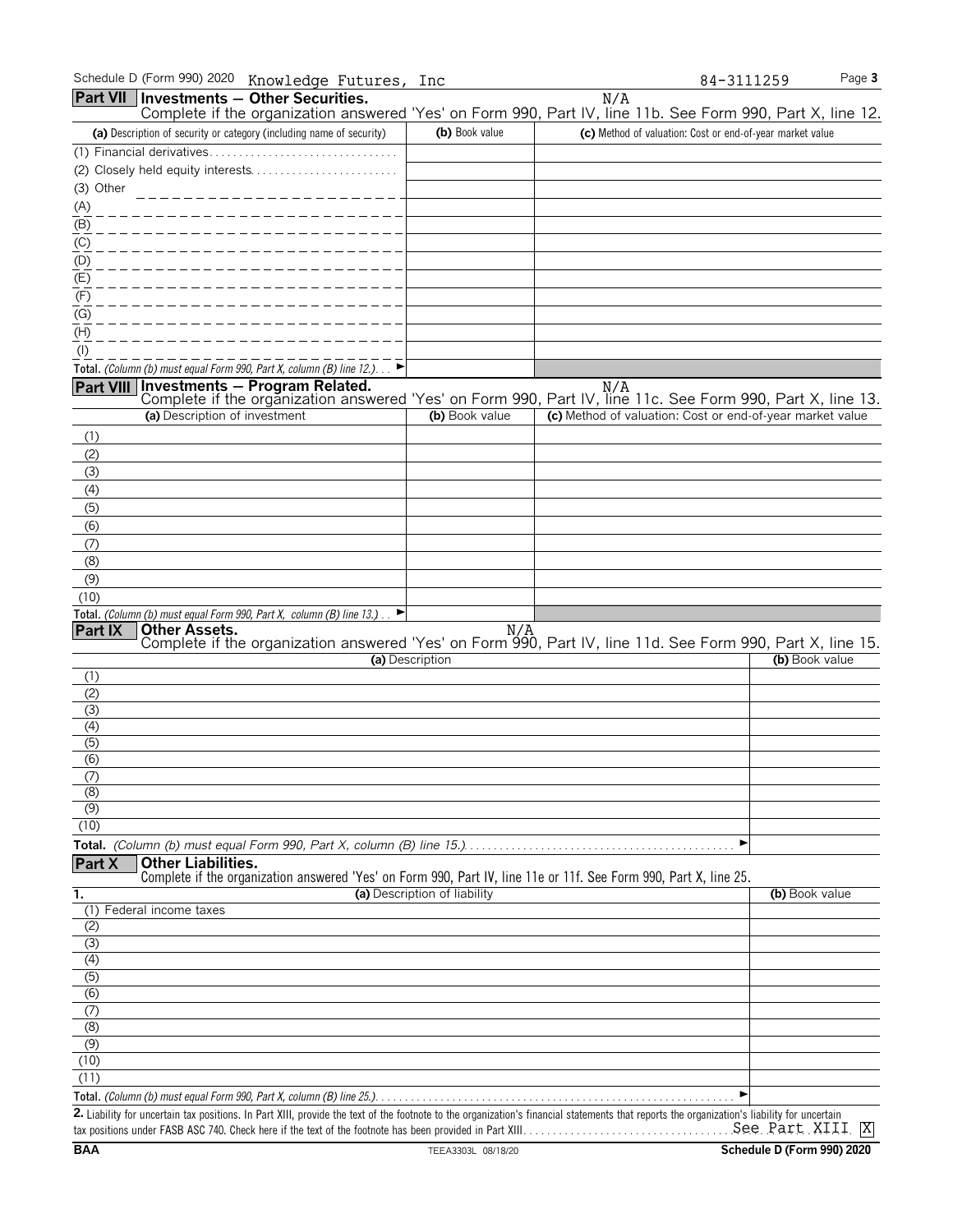Schedule D (Form 990) 2020 Knowledge Futures, Inc 84-3111259

## Part VII Investments — Other Securities.

N/A

Complete if the organization answered 'Yes' on Form 990, Part IV, line 11b. See Form 990, Part X, line 12.

| (a) Description of security or category (including name of security) | (b) Book value | (c) Method of valuation: Cost or end-of-year market value |
|---|---|---|
| (1) Financial derivatives | | |
| (2) Closely held equity interests | | |
| (3) Other | | |
| (A) | | |
| (B) | | |
| (C) | | |
| (D) | | |
| (E) | | |
| (F) | | |
| (G) | | |
| (H) | | |
| (I) | | |
| **Total.** *(Column (b) must equal Form 990, Part X, column (B) line 12.)* ► | | |

## Part VIII Investments — Program Related.

N/A

Complete if the organization answered 'Yes' on Form 990, Part IV, line 11c. See Form 990, Part X, line 13.

| (a) Description of investment | (b) Book value | (c) Method of valuation: Cost or end-of-year market value |
|---|---|---|
| (1) | | |
| (2) | | |
| (3) | | |
| (4) | | |
| (5) | | |
| (6) | | |
| (7) | | |
| (8) | | |
| (9) | | |
| (10) | | |
| **Total.** *(Column (b) must equal Form 990, Part X, column (B) line 13.)* ► | | |

## Part IX Other Assets.

N/A

Complete if the organization answered 'Yes' on Form 990, Part IV, line 11d. See Form 990, Part X, line 15.

| (a) Description | (b) Book value |
|---|---|
| (1) | |
| (2) | |
| (3) | |
| (4) | |
| (5) | |
| (6) | |
| (7) | |
| (8) | |
| (9) | |
| (10) | |
| **Total.** *(Column (b) must equal Form 990, Part X, column (B) line 15.)* ► | |

## Part X Other Liabilities.

Complete if the organization answered 'Yes' on Form 990, Part IV, line 11e or 11f. See Form 990, Part X, line 25.

| 1. (a) Description of liability | (b) Book value |
|---|---|
| (1) Federal income taxes | |
| (2) | |
| (3) | |
| (4) | |
| (5) | |
| (6) | |
| (7) | |
| (8) | |
| (9) | |
| (10) | |
| (11) | |
| **Total.** *(Column (b) must equal Form 990, Part X, column (B) line 25.)* ► | |

**2.** Liability for uncertain tax positions. In Part XIII, provide the text of the footnote to the organization's financial statements that reports the organization's liability for uncertain tax positions under FASB ASC 740. Check here if the text of the footnote has been provided in Part XIII. See Part XIII [X]

BAA TEEA3303L 08/18/20 Schedule D (Form 990) 2020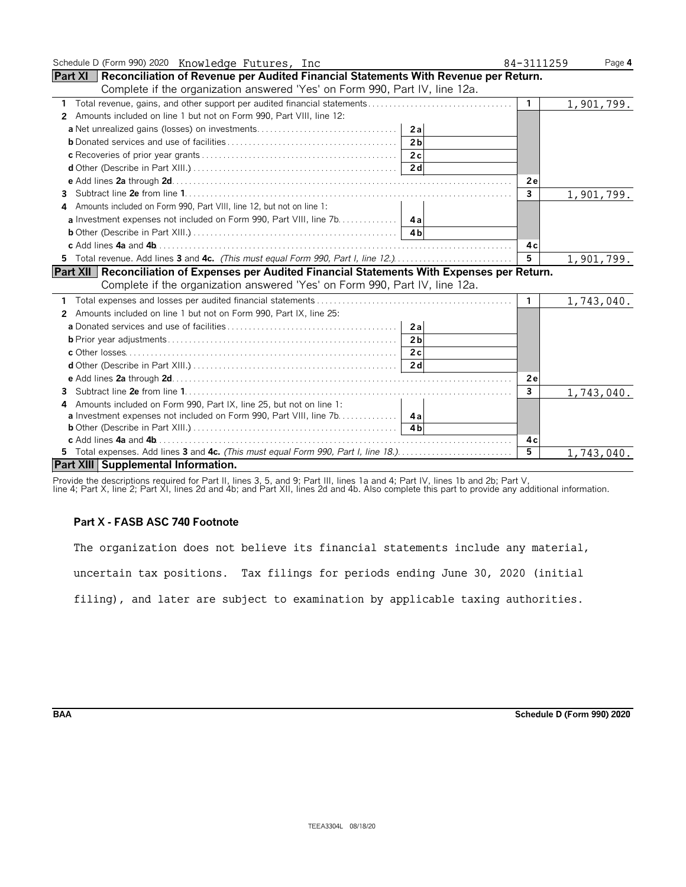Schedule D (Form 990) 2020 Knowledge Futures, Inc 84-3111259 Page 4

## Part XI Reconciliation of Revenue per Audited Financial Statements With Revenue per Return.

Complete if the organization answered 'Yes' on Form 990, Part IV, line 12a.

| | | | | |
|---|---|---|---|---|
| **1** Total revenue, gains, and other support per audited financial statements | | | 1 | 1,901,799. |
| **2** Amounts included on line 1 but not on Form 990, Part VIII, line 12: | | | | |
| **a** Net unrealized gains (losses) on investments | 2a | | | |
| **b** Donated services and use of facilities | 2b | | | |
| **c** Recoveries of prior year grants | 2c | | | |
| **d** Other (Describe in Part XIII.) | 2d | | | |
| **e** Add lines **2a** through **2d** | | | 2e | |
| **3** Subtract line **2e** from line **1** | | | 3 | 1,901,799. |
| **4** Amounts included on Form 990, Part VIII, line 12, but not on line 1: | | | | |
| **a** Investment expenses not included on Form 990, Part VIII, line 7b | 4a | | | |
| **b** Other (Describe in Part XIII.) | 4b | | | |
| **c** Add lines **4a** and **4b** | | | 4c | |
| **5** Total revenue. Add lines **3** and **4c.** *(This must equal Form 990, Part I, line 12.)* | | | 5 | 1,901,799. |

## Part XII Reconciliation of Expenses per Audited Financial Statements With Expenses per Return.

Complete if the organization answered 'Yes' on Form 990, Part IV, line 12a.

| | | | | |
|---|---|---|---|---|
| **1** Total expenses and losses per audited financial statements | | | 1 | 1,743,040. |
| **2** Amounts included on line 1 but not on Form 990, Part IX, line 25: | | | | |
| **a** Donated services and use of facilities | 2a | | | |
| **b** Prior year adjustments | 2b | | | |
| **c** Other losses | 2c | | | |
| **d** Other (Describe in Part XIII.) | 2d | | | |
| **e** Add lines **2a** through **2d** | | | 2e | |
| **3** Subtract line **2e** from line **1** | | | 3 | 1,743,040. |
| **4** Amounts included on Form 990, Part IX, line 25, but not on line 1: | | | | |
| **a** Investment expenses not included on Form 990, Part VIII, line 7b | 4a | | | |
| **b** Other (Describe in Part XIII.) | 4b | | | |
| **c** Add lines **4a** and **4b** | | | 4c | |
| **5** Total expenses. Add lines **3** and **4c.** *(This must equal Form 990, Part I, line 18.)* | | | 5 | 1,743,040. |

## Part XIII Supplemental Information.

Provide the descriptions required for Part II, lines 3, 5, and 9; Part III, lines 1a and 4; Part IV, lines 1b and 2b; Part V, line 4; Part X, line 2; Part XI, lines 2d and 4b; and Part XII, lines 2d and 4b. Also complete this part to provide any additional information.

**Part X - FASB ASC 740 Footnote**

The organization does not believe its financial statements include any material, uncertain tax positions. Tax filings for periods ending June 30, 2020 (initial filing), and later are subject to examination by applicable taxing authorities.

BAA Schedule D (Form 990) 2020

TEEA3304L 08/18/20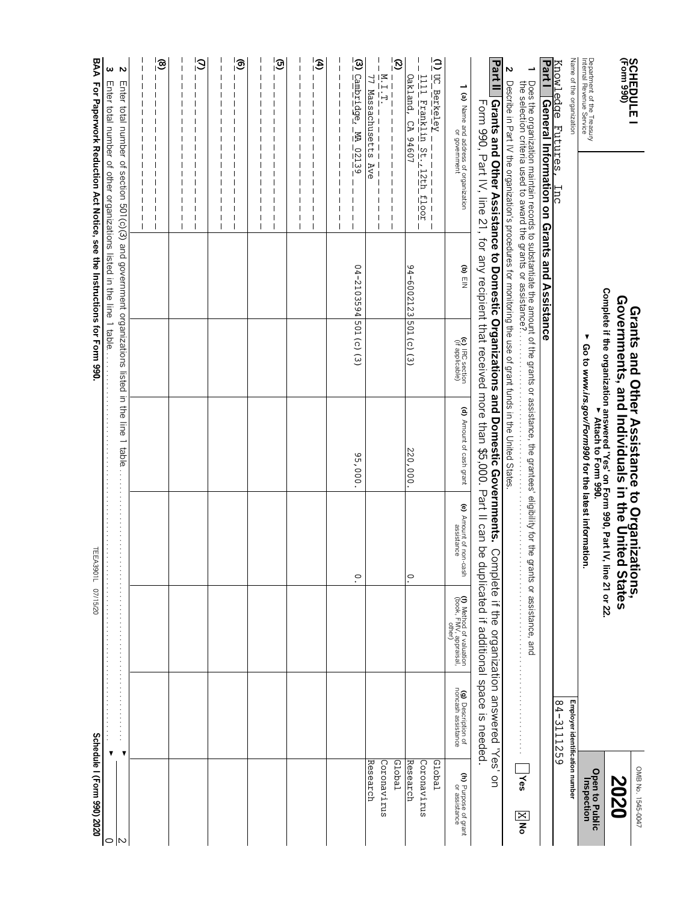**SCHEDULE I**
**(Form 990)**

Department of the Treasury
Internal Revenue Service

# Grants and Other Assistance to Organizations, Governments, and Individuals in the United States

**Complete if the organization answered 'Yes' on Form 990, Part IV, line 21 or 22.**
**▶ Attach to Form 990.**
**▶ Go to www.irs.gov/Form990 for the latest information.**

OMB No. 1545-0047

**2020**

**Open to Public Inspection**

Name of the organization: Knowledge Futures, Inc

Employer identification number: 84-3111259

## Part I General Information on Grants and Assistance

**1** Does the organization maintain records to substantiate the amount of the grants or assistance, the grantees' eligibility for the grants or assistance, and the selection criteria used to award the grants or assistance? ☐ Yes ☒ No

**2** Describe in Part IV the organization's procedures for monitoring the use of grant funds in the United States.

## Part II Grants and Other Assistance to Domestic Organizations and Domestic Governments.

Complete if the organization answered 'Yes' on Form 990, Part IV, line 21, for any recipient that received more than $5,000. Part II can be duplicated if additional space is needed.

| 1 (a) Name and address of organization or government | (b) EIN | (c) IRC section (if applicable) | (d) Amount of cash grant | (e) Amount of non-cash assistance | (f) Method of valuation (book, FMV, appraisal, other) | (g) Description of noncash assistance | (h) Purpose of grant or assistance |
|---|---|---|---|---|---|---|---|
| (1) UC Berkeley 1111 Franklin St., 12th floor Oakland, CA 94607 | 94-6002123 | 501(c)(3) | 220,000. | 0. | | | Global Coronavirus Research |
| (2) M.I.T. 77 Massachusetts Ave (3) Cambridge, MA 02139 | 04-2103594 | 501(c)(3) | 95,000. | 0. | | | Global Coronavirus Research |
| (4) | | | | | | | |
| (5) | | | | | | | |
| (6) | | | | | | | |
| (7) | | | | | | | |
| (8) | | | | | | | |

**2** Enter total number of section 501(c)(3) and government organizations listed in the line 1 table ▶ 2

**3** Enter total number of other organizations listed in the line 1 table ▶ 0

**BAA For Paperwork Reduction Act Notice, see the Instructions for Form 990.** TEEA3901L 07/15/20 **Schedule I (Form 990) 2020**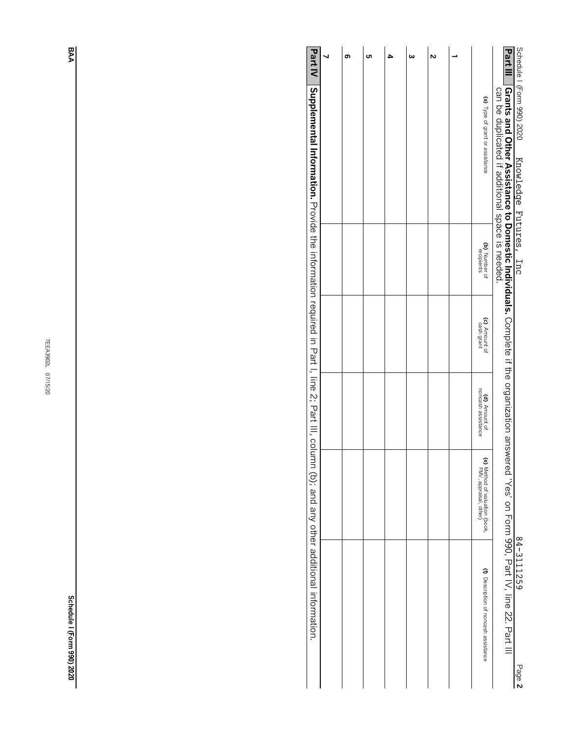Schedule I (Form 990) 2020 Knowledge Futures, Inc 84-3111259 Page **2**

## Part III Grants and Other Assistance to Domestic Individuals.

Complete if the organization answered 'Yes' on Form 990, Part IV, line 22. Part III can be duplicated if additional space is needed.

| | (a) Type of grant or assistance | (b) Number of recipients | (c) Amount of cash grant | (d) Amount of noncash assistance | (e) Method of valuation (book, FMV, appraisal, other) | (f) Description of noncash assistance |
|---|---|---|---|---|---|---|
| 1 | | | | | | |
| 2 | | | | | | |
| 3 | | | | | | |
| 4 | | | | | | |
| 5 | | | | | | |
| 6 | | | | | | |
| 7 | | | | | | |

## Part IV Supplemental Information.

Provide the information required in Part I, line 2; Part III, column (b); and any other additional information.

BAA TEEA3902L 07/15/20 **Schedule I (Form 990) 2020**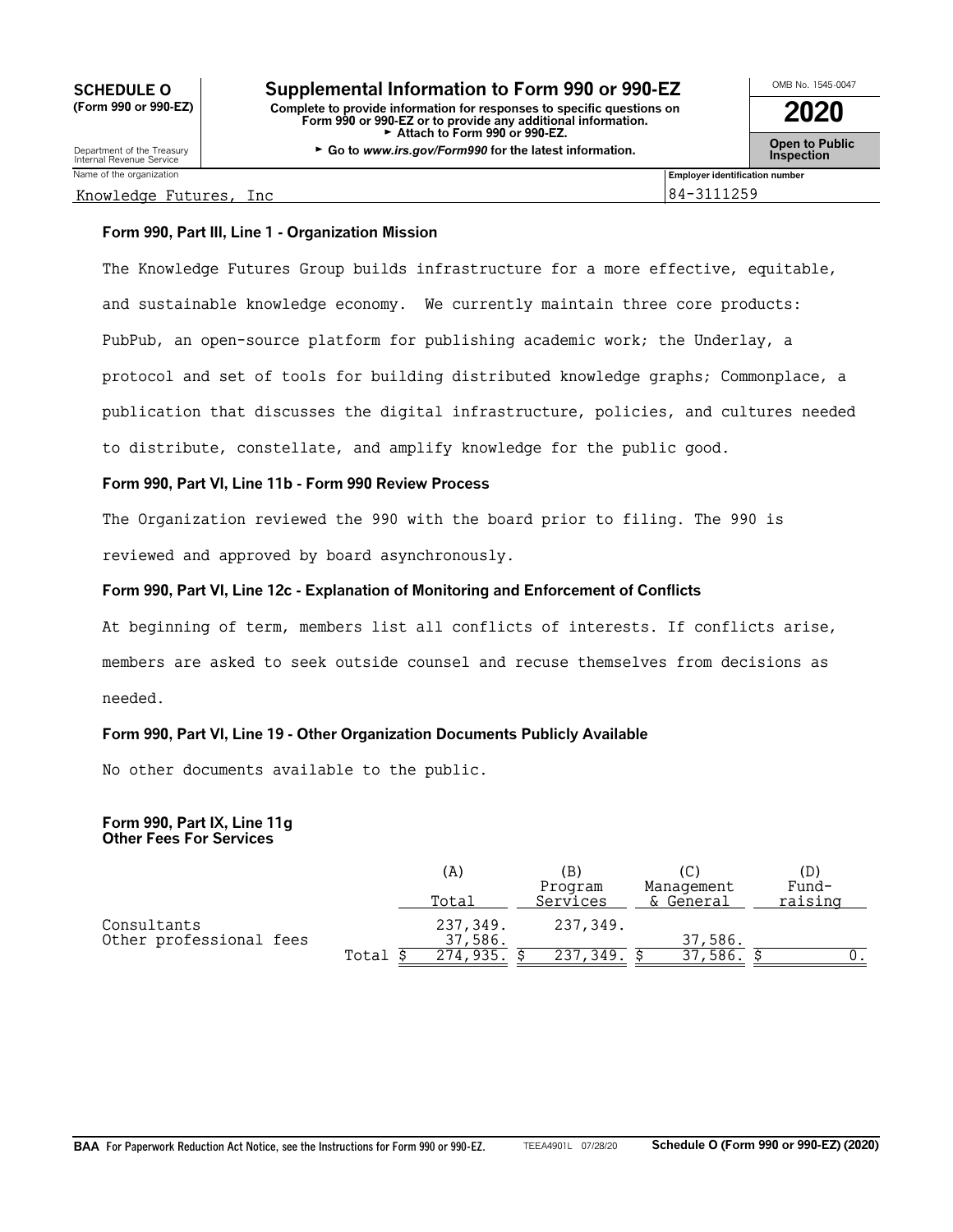**SCHEDULE O (Form 990 or 990-EZ)**

Department of the Treasury
Internal Revenue Service

# Supplemental Information to Form 990 or 990-EZ

**Complete to provide information for responses to specific questions on Form 990 or 990-EZ or to provide any additional information.**
► **Attach to Form 990 or 990-EZ.**
► **Go to *www.irs.gov/Form990* for the latest information.**

OMB No. 1545-0047

**2020**

**Open to Public Inspection**

Name of the organization: Knowledge Futures, Inc

Employer identification number: 84-3111259

**Form 990, Part III, Line 1 - Organization Mission**

The Knowledge Futures Group builds infrastructure for a more effective, equitable, and sustainable knowledge economy. We currently maintain three core products: PubPub, an open-source platform for publishing academic work; the Underlay, a protocol and set of tools for building distributed knowledge graphs; Commonplace, a publication that discusses the digital infrastructure, policies, and cultures needed to distribute, constellate, and amplify knowledge for the public good.

**Form 990, Part VI, Line 11b - Form 990 Review Process**

The Organization reviewed the 990 with the board prior to filing. The 990 is reviewed and approved by board asynchronously.

**Form 990, Part VI, Line 12c - Explanation of Monitoring and Enforcement of Conflicts**

At beginning of term, members list all conflicts of interests. If conflicts arise, members are asked to seek outside counsel and recuse themselves from decisions as needed.

**Form 990, Part VI, Line 19 - Other Organization Documents Publicly Available**

No other documents available to the public.

**Form 990, Part IX, Line 11g**
**Other Fees For Services**

| | (A) Total | (B) Program Services | (C) Management & General | (D) Fund-raising |
|---|---|---|---|---|
| Consultants | 237,349. | 237,349. | | |
| Other professional fees | 37,586. | | 37,586. | |
| Total | $ 274,935. | $ 237,349. | $ 37,586. | $ 0. |

**BAA** For Paperwork Reduction Act Notice, see the Instructions for Form 990 or 990-EZ. TEEA4901L 07/28/20 **Schedule O (Form 990 or 990-EZ) (2020)**